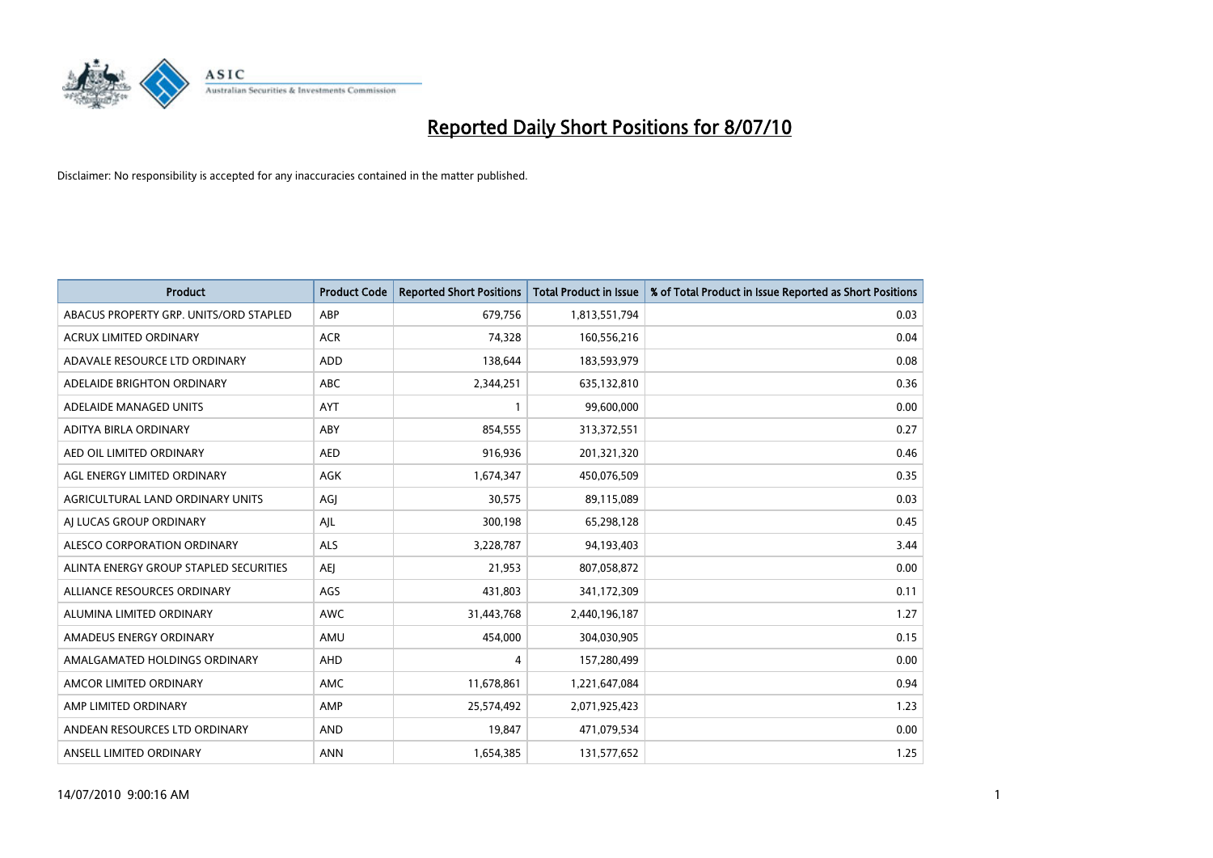# Reported Daily Short Positions for 8/07/10

Disclaimer: No responsibility is accepted for any inaccuracies contained in the matter published.

| Product | Product Code | Reported Short Positions | Total Product in Issue | % of Total Product in Issue Reported as Short Positions |
|---|---|---|---|---|
| ABACUS PROPERTY GRP. UNITS/ORD STAPLED | ABP | 679,756 | 1,813,551,794 | 0.03 |
| ACRUX LIMITED ORDINARY | ACR | 74,328 | 160,556,216 | 0.04 |
| ADAVALE RESOURCE LTD ORDINARY | ADD | 138,644 | 183,593,979 | 0.08 |
| ADELAIDE BRIGHTON ORDINARY | ABC | 2,344,251 | 635,132,810 | 0.36 |
| ADELAIDE MANAGED UNITS | AYT | 1 | 99,600,000 | 0.00 |
| ADITYA BIRLA ORDINARY | ABY | 854,555 | 313,372,551 | 0.27 |
| AED OIL LIMITED ORDINARY | AED | 916,936 | 201,321,320 | 0.46 |
| AGL ENERGY LIMITED ORDINARY | AGK | 1,674,347 | 450,076,509 | 0.35 |
| AGRICULTURAL LAND ORDINARY UNITS | AGJ | 30,575 | 89,115,089 | 0.03 |
| AJ LUCAS GROUP ORDINARY | AJL | 300,198 | 65,298,128 | 0.45 |
| ALESCO CORPORATION ORDINARY | ALS | 3,228,787 | 94,193,403 | 3.44 |
| ALINTA ENERGY GROUP STAPLED SECURITIES | AEJ | 21,953 | 807,058,872 | 0.00 |
| ALLIANCE RESOURCES ORDINARY | AGS | 431,803 | 341,172,309 | 0.11 |
| ALUMINA LIMITED ORDINARY | AWC | 31,443,768 | 2,440,196,187 | 1.27 |
| AMADEUS ENERGY ORDINARY | AMU | 454,000 | 304,030,905 | 0.15 |
| AMALGAMATED HOLDINGS ORDINARY | AHD | 4 | 157,280,499 | 0.00 |
| AMCOR LIMITED ORDINARY | AMC | 11,678,861 | 1,221,647,084 | 0.94 |
| AMP LIMITED ORDINARY | AMP | 25,574,492 | 2,071,925,423 | 1.23 |
| ANDEAN RESOURCES LTD ORDINARY | AND | 19,847 | 471,079,534 | 0.00 |
| ANSELL LIMITED ORDINARY | ANN | 1,654,385 | 131,577,652 | 1.25 |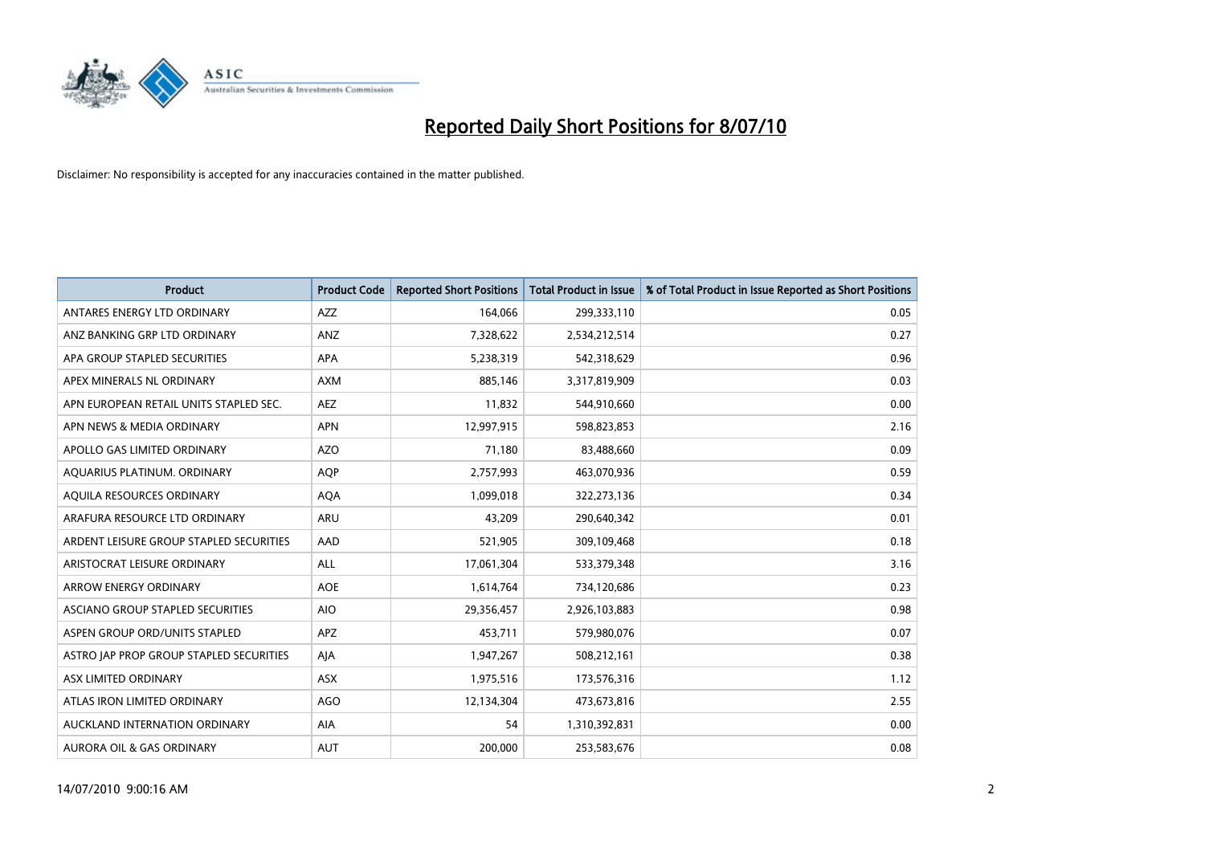# Reported Daily Short Positions for 8/07/10

Disclaimer: No responsibility is accepted for any inaccuracies contained in the matter published.

| Product | Product Code | Reported Short Positions | Total Product in Issue | % of Total Product in Issue Reported as Short Positions |
|---|---|---|---|---|
| ANTARES ENERGY LTD ORDINARY | AZZ | 164,066 | 299,333,110 | 0.05 |
| ANZ BANKING GRP LTD ORDINARY | ANZ | 7,328,622 | 2,534,212,514 | 0.27 |
| APA GROUP STAPLED SECURITIES | APA | 5,238,319 | 542,318,629 | 0.96 |
| APEX MINERALS NL ORDINARY | AXM | 885,146 | 3,317,819,909 | 0.03 |
| APN EUROPEAN RETAIL UNITS STAPLED SEC. | AEZ | 11,832 | 544,910,660 | 0.00 |
| APN NEWS & MEDIA ORDINARY | APN | 12,997,915 | 598,823,853 | 2.16 |
| APOLLO GAS LIMITED ORDINARY | AZO | 71,180 | 83,488,660 | 0.09 |
| AQUARIUS PLATINUM. ORDINARY | AQP | 2,757,993 | 463,070,936 | 0.59 |
| AQUILA RESOURCES ORDINARY | AQA | 1,099,018 | 322,273,136 | 0.34 |
| ARAFURA RESOURCE LTD ORDINARY | ARU | 43,209 | 290,640,342 | 0.01 |
| ARDENT LEISURE GROUP STAPLED SECURITIES | AAD | 521,905 | 309,109,468 | 0.18 |
| ARISTOCRAT LEISURE ORDINARY | ALL | 17,061,304 | 533,379,348 | 3.16 |
| ARROW ENERGY ORDINARY | AOE | 1,614,764 | 734,120,686 | 0.23 |
| ASCIANO GROUP STAPLED SECURITIES | AIO | 29,356,457 | 2,926,103,883 | 0.98 |
| ASPEN GROUP ORD/UNITS STAPLED | APZ | 453,711 | 579,980,076 | 0.07 |
| ASTRO JAP PROP GROUP STAPLED SECURITIES | AJA | 1,947,267 | 508,212,161 | 0.38 |
| ASX LIMITED ORDINARY | ASX | 1,975,516 | 173,576,316 | 1.12 |
| ATLAS IRON LIMITED ORDINARY | AGO | 12,134,304 | 473,673,816 | 2.55 |
| AUCKLAND INTERNATION ORDINARY | AIA | 54 | 1,310,392,831 | 0.00 |
| AURORA OIL & GAS ORDINARY | AUT | 200,000 | 253,583,676 | 0.08 |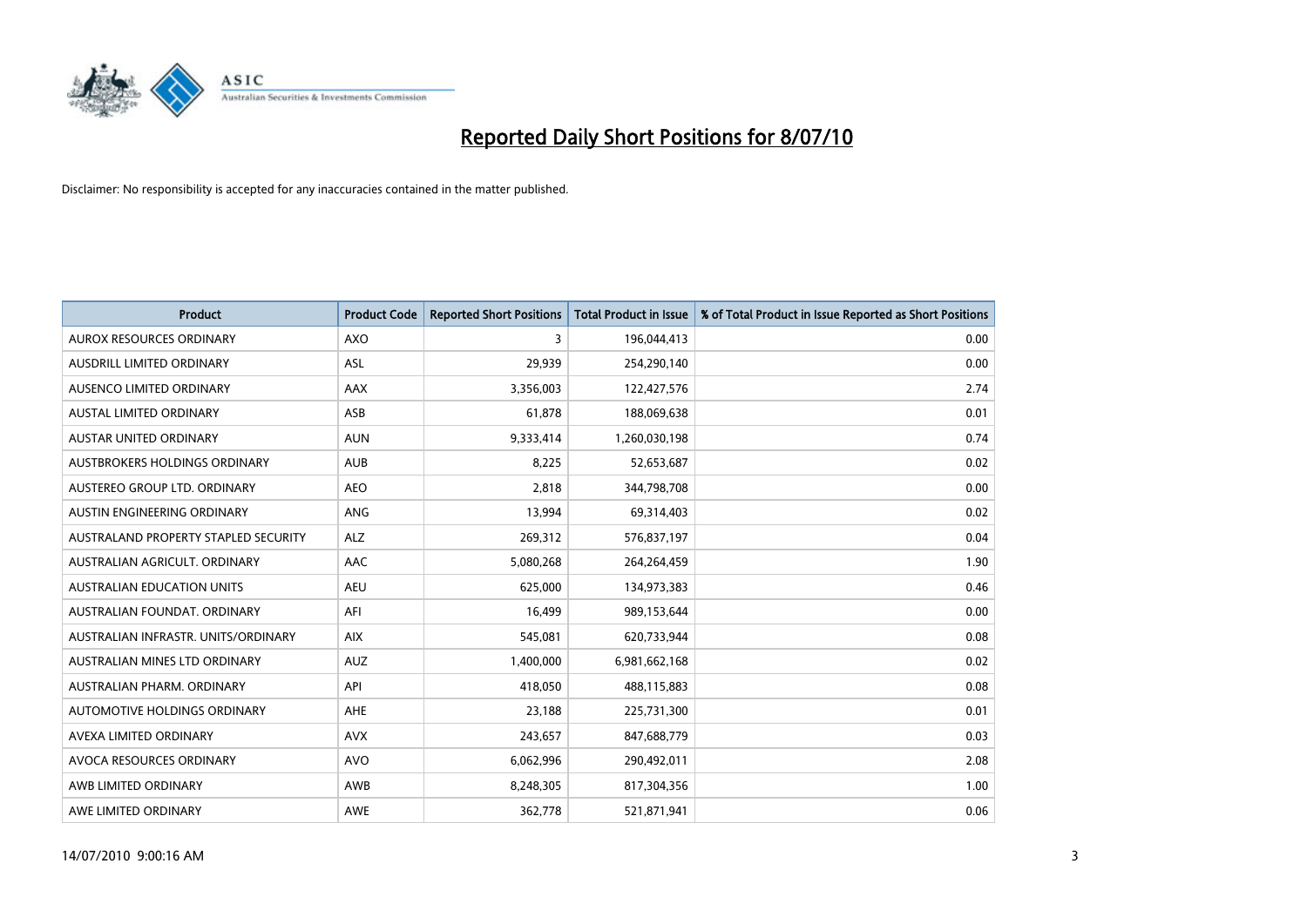# Reported Daily Short Positions for 8/07/10

Disclaimer: No responsibility is accepted for any inaccuracies contained in the matter published.

| Product | Product Code | Reported Short Positions | Total Product in Issue | % of Total Product in Issue Reported as Short Positions |
|---|---|---|---|---|
| AUROX RESOURCES ORDINARY | AXO | 3 | 196,044,413 | 0.00 |
| AUSDRILL LIMITED ORDINARY | ASL | 29,939 | 254,290,140 | 0.00 |
| AUSENCO LIMITED ORDINARY | AAX | 3,356,003 | 122,427,576 | 2.74 |
| AUSTAL LIMITED ORDINARY | ASB | 61,878 | 188,069,638 | 0.01 |
| AUSTAR UNITED ORDINARY | AUN | 9,333,414 | 1,260,030,198 | 0.74 |
| AUSTBROKERS HOLDINGS ORDINARY | AUB | 8,225 | 52,653,687 | 0.02 |
| AUSTEREO GROUP LTD. ORDINARY | AEO | 2,818 | 344,798,708 | 0.00 |
| AUSTIN ENGINEERING ORDINARY | ANG | 13,994 | 69,314,403 | 0.02 |
| AUSTRALAND PROPERTY STAPLED SECURITY | ALZ | 269,312 | 576,837,197 | 0.04 |
| AUSTRALIAN AGRICULT. ORDINARY | AAC | 5,080,268 | 264,264,459 | 1.90 |
| AUSTRALIAN EDUCATION UNITS | AEU | 625,000 | 134,973,383 | 0.46 |
| AUSTRALIAN FOUNDAT. ORDINARY | AFI | 16,499 | 989,153,644 | 0.00 |
| AUSTRALIAN INFRASTR. UNITS/ORDINARY | AIX | 545,081 | 620,733,944 | 0.08 |
| AUSTRALIAN MINES LTD ORDINARY | AUZ | 1,400,000 | 6,981,662,168 | 0.02 |
| AUSTRALIAN PHARM. ORDINARY | API | 418,050 | 488,115,883 | 0.08 |
| AUTOMOTIVE HOLDINGS ORDINARY | AHE | 23,188 | 225,731,300 | 0.01 |
| AVEXA LIMITED ORDINARY | AVX | 243,657 | 847,688,779 | 0.03 |
| AVOCA RESOURCES ORDINARY | AVO | 6,062,996 | 290,492,011 | 2.08 |
| AWB LIMITED ORDINARY | AWB | 8,248,305 | 817,304,356 | 1.00 |
| AWE LIMITED ORDINARY | AWE | 362,778 | 521,871,941 | 0.06 |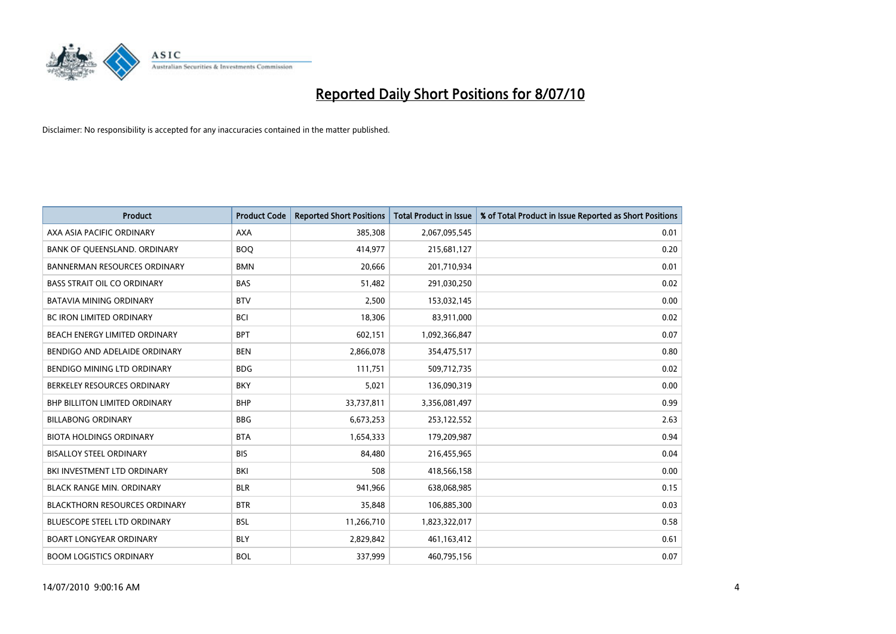# Reported Daily Short Positions for 8/07/10

Disclaimer: No responsibility is accepted for any inaccuracies contained in the matter published.

| Product | Product Code | Reported Short Positions | Total Product in Issue | % of Total Product in Issue Reported as Short Positions |
|---|---|---|---|---|
| AXA ASIA PACIFIC ORDINARY | AXA | 385,308 | 2,067,095,545 | 0.01 |
| BANK OF QUEENSLAND. ORDINARY | BOQ | 414,977 | 215,681,127 | 0.20 |
| BANNERMAN RESOURCES ORDINARY | BMN | 20,666 | 201,710,934 | 0.01 |
| BASS STRAIT OIL CO ORDINARY | BAS | 51,482 | 291,030,250 | 0.02 |
| BATAVIA MINING ORDINARY | BTV | 2,500 | 153,032,145 | 0.00 |
| BC IRON LIMITED ORDINARY | BCI | 18,306 | 83,911,000 | 0.02 |
| BEACH ENERGY LIMITED ORDINARY | BPT | 602,151 | 1,092,366,847 | 0.07 |
| BENDIGO AND ADELAIDE ORDINARY | BEN | 2,866,078 | 354,475,517 | 0.80 |
| BENDIGO MINING LTD ORDINARY | BDG | 111,751 | 509,712,735 | 0.02 |
| BERKELEY RESOURCES ORDINARY | BKY | 5,021 | 136,090,319 | 0.00 |
| BHP BILLITON LIMITED ORDINARY | BHP | 33,737,811 | 3,356,081,497 | 0.99 |
| BILLABONG ORDINARY | BBG | 6,673,253 | 253,122,552 | 2.63 |
| BIOTA HOLDINGS ORDINARY | BTA | 1,654,333 | 179,209,987 | 0.94 |
| BISALLOY STEEL ORDINARY | BIS | 84,480 | 216,455,965 | 0.04 |
| BKI INVESTMENT LTD ORDINARY | BKI | 508 | 418,566,158 | 0.00 |
| BLACK RANGE MIN. ORDINARY | BLR | 941,966 | 638,068,985 | 0.15 |
| BLACKTHORN RESOURCES ORDINARY | BTR | 35,848 | 106,885,300 | 0.03 |
| BLUESCOPE STEEL LTD ORDINARY | BSL | 11,266,710 | 1,823,322,017 | 0.58 |
| BOART LONGYEAR ORDINARY | BLY | 2,829,842 | 461,163,412 | 0.61 |
| BOOM LOGISTICS ORDINARY | BOL | 337,999 | 460,795,156 | 0.07 |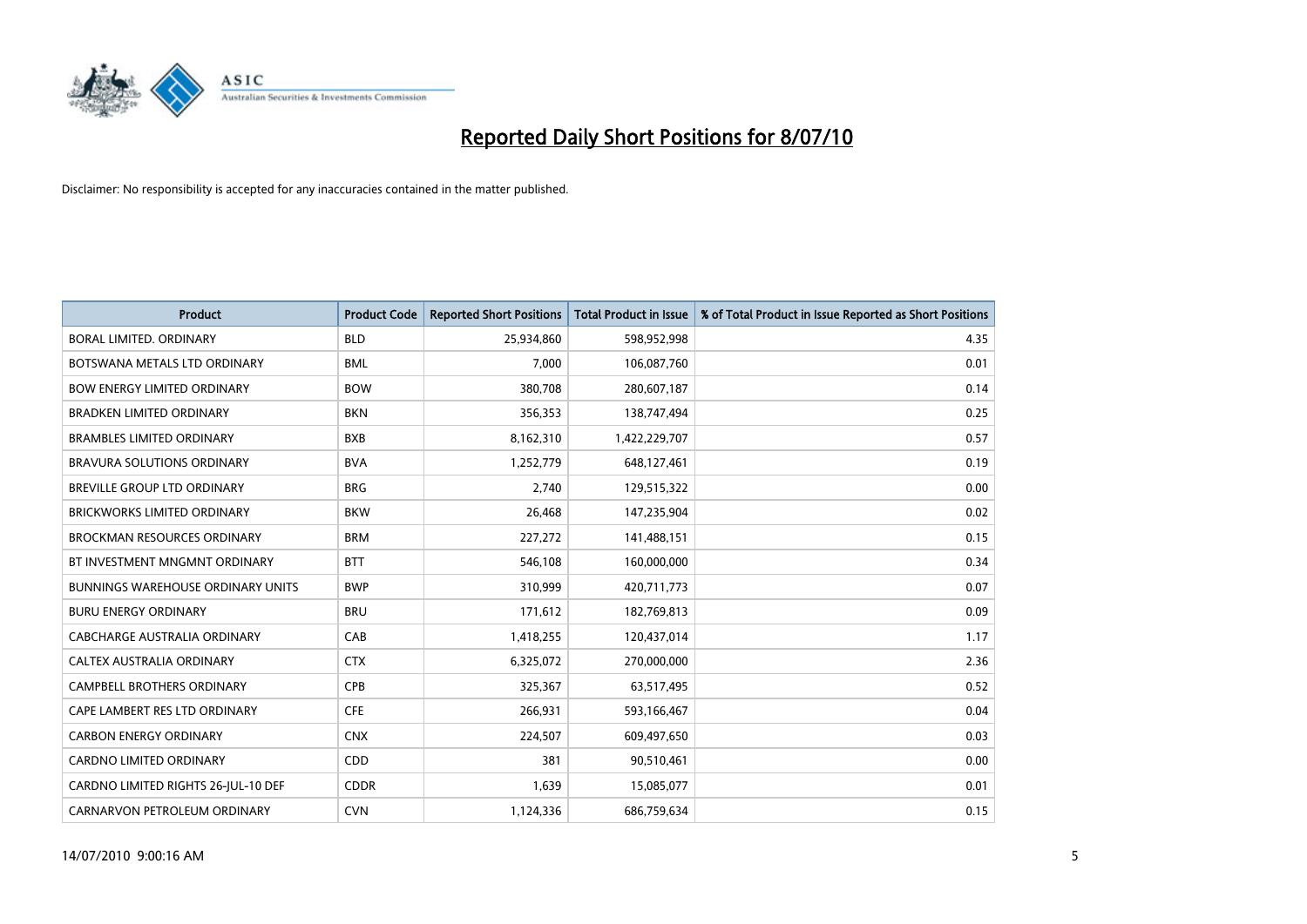# Reported Daily Short Positions for 8/07/10

Disclaimer: No responsibility is accepted for any inaccuracies contained in the matter published.

| Product | Product Code | Reported Short Positions | Total Product in Issue | % of Total Product in Issue Reported as Short Positions |
|---|---|---|---|---|
| BORAL LIMITED. ORDINARY | BLD | 25,934,860 | 598,952,998 | 4.35 |
| BOTSWANA METALS LTD ORDINARY | BML | 7,000 | 106,087,760 | 0.01 |
| BOW ENERGY LIMITED ORDINARY | BOW | 380,708 | 280,607,187 | 0.14 |
| BRADKEN LIMITED ORDINARY | BKN | 356,353 | 138,747,494 | 0.25 |
| BRAMBLES LIMITED ORDINARY | BXB | 8,162,310 | 1,422,229,707 | 0.57 |
| BRAVURA SOLUTIONS ORDINARY | BVA | 1,252,779 | 648,127,461 | 0.19 |
| BREVILLE GROUP LTD ORDINARY | BRG | 2,740 | 129,515,322 | 0.00 |
| BRICKWORKS LIMITED ORDINARY | BKW | 26,468 | 147,235,904 | 0.02 |
| BROCKMAN RESOURCES ORDINARY | BRM | 227,272 | 141,488,151 | 0.15 |
| BT INVESTMENT MNGMNT ORDINARY | BTT | 546,108 | 160,000,000 | 0.34 |
| BUNNINGS WAREHOUSE ORDINARY UNITS | BWP | 310,999 | 420,711,773 | 0.07 |
| BURU ENERGY ORDINARY | BRU | 171,612 | 182,769,813 | 0.09 |
| CABCHARGE AUSTRALIA ORDINARY | CAB | 1,418,255 | 120,437,014 | 1.17 |
| CALTEX AUSTRALIA ORDINARY | CTX | 6,325,072 | 270,000,000 | 2.36 |
| CAMPBELL BROTHERS ORDINARY | CPB | 325,367 | 63,517,495 | 0.52 |
| CAPE LAMBERT RES LTD ORDINARY | CFE | 266,931 | 593,166,467 | 0.04 |
| CARBON ENERGY ORDINARY | CNX | 224,507 | 609,497,650 | 0.03 |
| CARDNO LIMITED ORDINARY | CDD | 381 | 90,510,461 | 0.00 |
| CARDNO LIMITED RIGHTS 26-JUL-10 DEF | CDDR | 1,639 | 15,085,077 | 0.01 |
| CARNARVON PETROLEUM ORDINARY | CVN | 1,124,336 | 686,759,634 | 0.15 |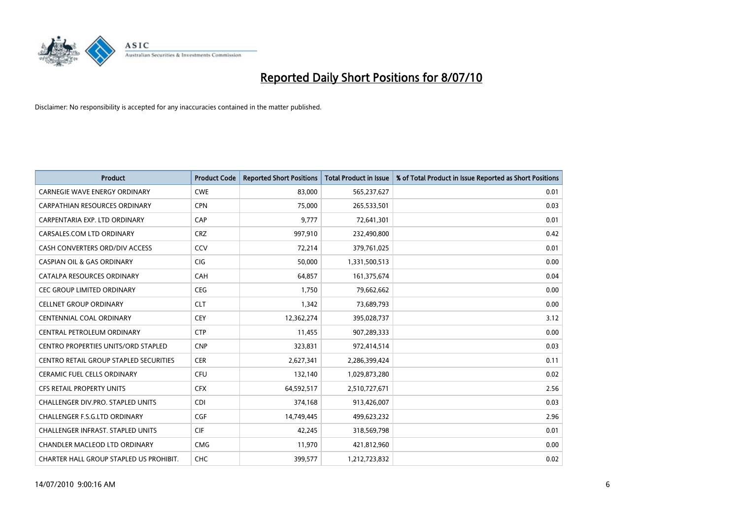# Reported Daily Short Positions for 8/07/10

Disclaimer: No responsibility is accepted for any inaccuracies contained in the matter published.

| Product | Product Code | Reported Short Positions | Total Product in Issue | % of Total Product in Issue Reported as Short Positions |
|---|---|---|---|---|
| CARNEGIE WAVE ENERGY ORDINARY | CWE | 83,000 | 565,237,627 | 0.01 |
| CARPATHIAN RESOURCES ORDINARY | CPN | 75,000 | 265,533,501 | 0.03 |
| CARPENTARIA EXP. LTD ORDINARY | CAP | 9,777 | 72,641,301 | 0.01 |
| CARSALES.COM LTD ORDINARY | CRZ | 997,910 | 232,490,800 | 0.42 |
| CASH CONVERTERS ORD/DIV ACCESS | CCV | 72,214 | 379,761,025 | 0.01 |
| CASPIAN OIL & GAS ORDINARY | CIG | 50,000 | 1,331,500,513 | 0.00 |
| CATALPA RESOURCES ORDINARY | CAH | 64,857 | 161,375,674 | 0.04 |
| CEC GROUP LIMITED ORDINARY | CEG | 1,750 | 79,662,662 | 0.00 |
| CELLNET GROUP ORDINARY | CLT | 1,342 | 73,689,793 | 0.00 |
| CENTENNIAL COAL ORDINARY | CEY | 12,362,274 | 395,028,737 | 3.12 |
| CENTRAL PETROLEUM ORDINARY | CTP | 11,455 | 907,289,333 | 0.00 |
| CENTRO PROPERTIES UNITS/ORD STAPLED | CNP | 323,831 | 972,414,514 | 0.03 |
| CENTRO RETAIL GROUP STAPLED SECURITIES | CER | 2,627,341 | 2,286,399,424 | 0.11 |
| CERAMIC FUEL CELLS ORDINARY | CFU | 132,140 | 1,029,873,280 | 0.02 |
| CFS RETAIL PROPERTY UNITS | CFX | 64,592,517 | 2,510,727,671 | 2.56 |
| CHALLENGER DIV.PRO. STAPLED UNITS | CDI | 374,168 | 913,426,007 | 0.03 |
| CHALLENGER F.S.G.LTD ORDINARY | CGF | 14,749,445 | 499,623,232 | 2.96 |
| CHALLENGER INFRAST. STAPLED UNITS | CIF | 42,245 | 318,569,798 | 0.01 |
| CHANDLER MACLEOD LTD ORDINARY | CMG | 11,970 | 421,812,960 | 0.00 |
| CHARTER HALL GROUP STAPLED US PROHIBIT. | CHC | 399,577 | 1,212,723,832 | 0.02 |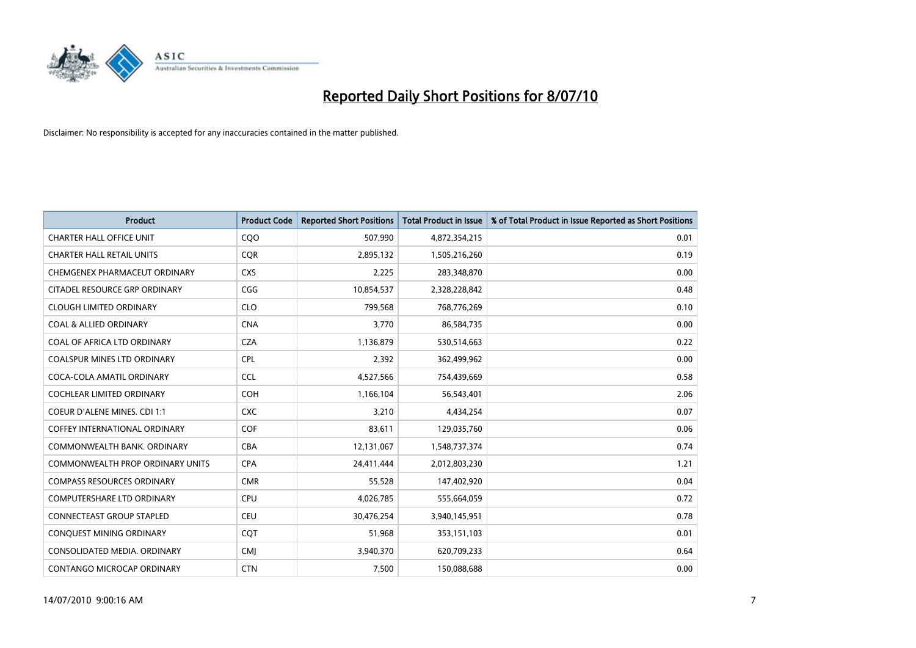# Reported Daily Short Positions for 8/07/10

Disclaimer: No responsibility is accepted for any inaccuracies contained in the matter published.

| Product | Product Code | Reported Short Positions | Total Product in Issue | % of Total Product in Issue Reported as Short Positions |
|---|---|---|---|---|
| CHARTER HALL OFFICE UNIT | CQO | 507,990 | 4,872,354,215 | 0.01 |
| CHARTER HALL RETAIL UNITS | CQR | 2,895,132 | 1,505,216,260 | 0.19 |
| CHEMGENEX PHARMACEUT ORDINARY | CXS | 2,225 | 283,348,870 | 0.00 |
| CITADEL RESOURCE GRP ORDINARY | CGG | 10,854,537 | 2,328,228,842 | 0.48 |
| CLOUGH LIMITED ORDINARY | CLO | 799,568 | 768,776,269 | 0.10 |
| COAL & ALLIED ORDINARY | CNA | 3,770 | 86,584,735 | 0.00 |
| COAL OF AFRICA LTD ORDINARY | CZA | 1,136,879 | 530,514,663 | 0.22 |
| COALSPUR MINES LTD ORDINARY | CPL | 2,392 | 362,499,962 | 0.00 |
| COCA-COLA AMATIL ORDINARY | CCL | 4,527,566 | 754,439,669 | 0.58 |
| COCHLEAR LIMITED ORDINARY | COH | 1,166,104 | 56,543,401 | 2.06 |
| COEUR D'ALENE MINES. CDI 1:1 | CXC | 3,210 | 4,434,254 | 0.07 |
| COFFEY INTERNATIONAL ORDINARY | COF | 83,611 | 129,035,760 | 0.06 |
| COMMONWEALTH BANK. ORDINARY | CBA | 12,131,067 | 1,548,737,374 | 0.74 |
| COMMONWEALTH PROP ORDINARY UNITS | CPA | 24,411,444 | 2,012,803,230 | 1.21 |
| COMPASS RESOURCES ORDINARY | CMR | 55,528 | 147,402,920 | 0.04 |
| COMPUTERSHARE LTD ORDINARY | CPU | 4,026,785 | 555,664,059 | 0.72 |
| CONNECTEAST GROUP STAPLED | CEU | 30,476,254 | 3,940,145,951 | 0.78 |
| CONQUEST MINING ORDINARY | CQT | 51,968 | 353,151,103 | 0.01 |
| CONSOLIDATED MEDIA. ORDINARY | CMJ | 3,940,370 | 620,709,233 | 0.64 |
| CONTANGO MICROCAP ORDINARY | CTN | 7,500 | 150,088,688 | 0.00 |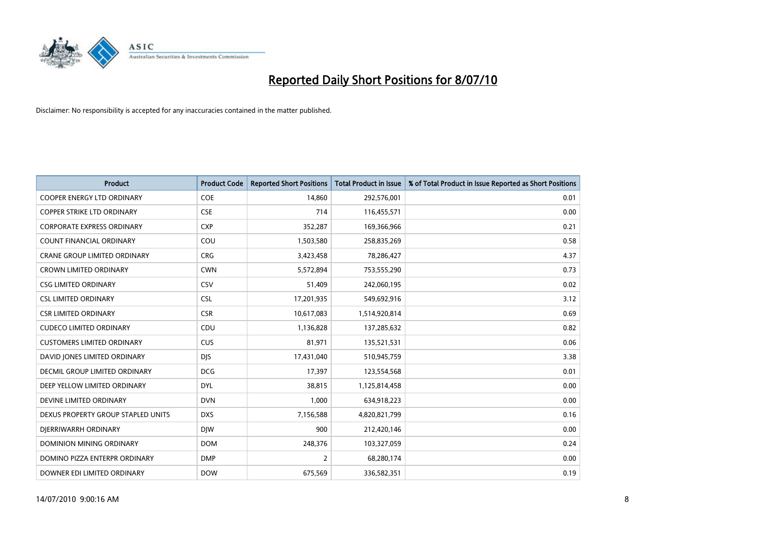# Reported Daily Short Positions for 8/07/10

Disclaimer: No responsibility is accepted for any inaccuracies contained in the matter published.

| Product | Product Code | Reported Short Positions | Total Product in Issue | % of Total Product in Issue Reported as Short Positions |
|---|---|---|---|---|
| COOPER ENERGY LTD ORDINARY | COE | 14,860 | 292,576,001 | 0.01 |
| COPPER STRIKE LTD ORDINARY | CSE | 714 | 116,455,571 | 0.00 |
| CORPORATE EXPRESS ORDINARY | CXP | 352,287 | 169,366,966 | 0.21 |
| COUNT FINANCIAL ORDINARY | COU | 1,503,580 | 258,835,269 | 0.58 |
| CRANE GROUP LIMITED ORDINARY | CRG | 3,423,458 | 78,286,427 | 4.37 |
| CROWN LIMITED ORDINARY | CWN | 5,572,894 | 753,555,290 | 0.73 |
| CSG LIMITED ORDINARY | CSV | 51,409 | 242,060,195 | 0.02 |
| CSL LIMITED ORDINARY | CSL | 17,201,935 | 549,692,916 | 3.12 |
| CSR LIMITED ORDINARY | CSR | 10,617,083 | 1,514,920,814 | 0.69 |
| CUDECO LIMITED ORDINARY | CDU | 1,136,828 | 137,285,632 | 0.82 |
| CUSTOMERS LIMITED ORDINARY | CUS | 81,971 | 135,521,531 | 0.06 |
| DAVID JONES LIMITED ORDINARY | DJS | 17,431,040 | 510,945,759 | 3.38 |
| DECMIL GROUP LIMITED ORDINARY | DCG | 17,397 | 123,554,568 | 0.01 |
| DEEP YELLOW LIMITED ORDINARY | DYL | 38,815 | 1,125,814,458 | 0.00 |
| DEVINE LIMITED ORDINARY | DVN | 1,000 | 634,918,223 | 0.00 |
| DEXUS PROPERTY GROUP STAPLED UNITS | DXS | 7,156,588 | 4,820,821,799 | 0.16 |
| DJERRIWARRH ORDINARY | DJW | 900 | 212,420,146 | 0.00 |
| DOMINION MINING ORDINARY | DOM | 248,376 | 103,327,059 | 0.24 |
| DOMINO PIZZA ENTERPR ORDINARY | DMP | 2 | 68,280,174 | 0.00 |
| DOWNER EDI LIMITED ORDINARY | DOW | 675,569 | 336,582,351 | 0.19 |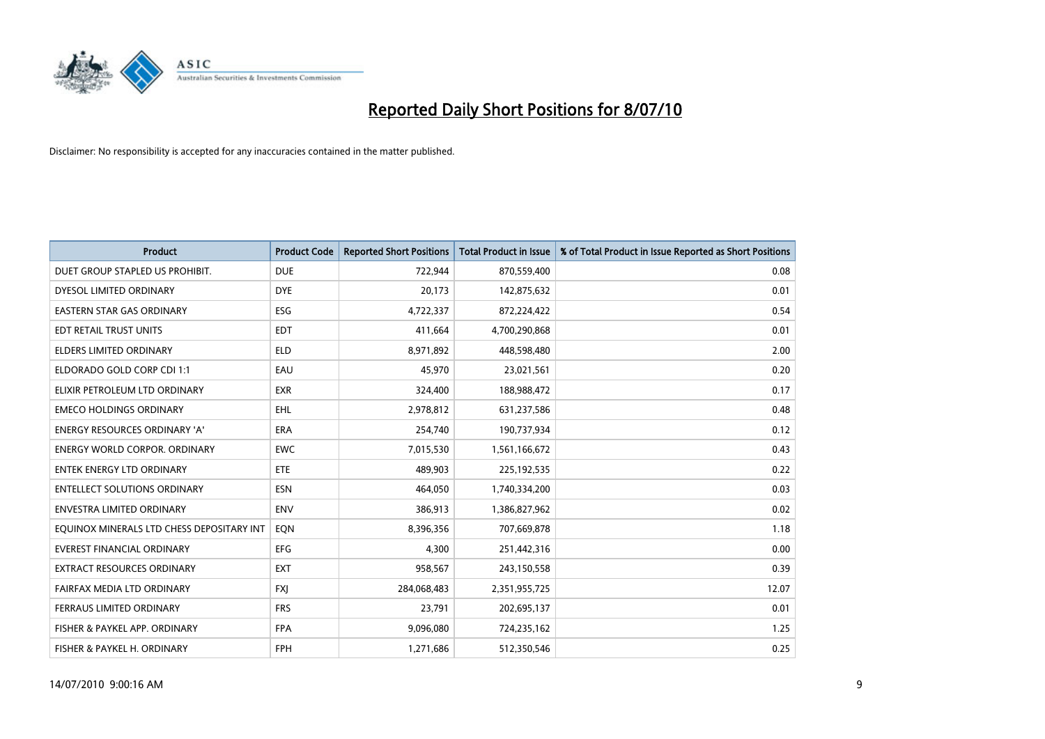# Reported Daily Short Positions for 8/07/10

Disclaimer: No responsibility is accepted for any inaccuracies contained in the matter published.

| Product | Product Code | Reported Short Positions | Total Product in Issue | % of Total Product in Issue Reported as Short Positions |
|---|---|---|---|---|
| DUET GROUP STAPLED US PROHIBIT. | DUE | 722,944 | 870,559,400 | 0.08 |
| DYESOL LIMITED ORDINARY | DYE | 20,173 | 142,875,632 | 0.01 |
| EASTERN STAR GAS ORDINARY | ESG | 4,722,337 | 872,224,422 | 0.54 |
| EDT RETAIL TRUST UNITS | EDT | 411,664 | 4,700,290,868 | 0.01 |
| ELDERS LIMITED ORDINARY | ELD | 8,971,892 | 448,598,480 | 2.00 |
| ELDORADO GOLD CORP CDI 1:1 | EAU | 45,970 | 23,021,561 | 0.20 |
| ELIXIR PETROLEUM LTD ORDINARY | EXR | 324,400 | 188,988,472 | 0.17 |
| EMECO HOLDINGS ORDINARY | EHL | 2,978,812 | 631,237,586 | 0.48 |
| ENERGY RESOURCES ORDINARY 'A' | ERA | 254,740 | 190,737,934 | 0.12 |
| ENERGY WORLD CORPOR. ORDINARY | EWC | 7,015,530 | 1,561,166,672 | 0.43 |
| ENTEK ENERGY LTD ORDINARY | ETE | 489,903 | 225,192,535 | 0.22 |
| ENTELLECT SOLUTIONS ORDINARY | ESN | 464,050 | 1,740,334,200 | 0.03 |
| ENVESTRA LIMITED ORDINARY | ENV | 386,913 | 1,386,827,962 | 0.02 |
| EQUINOX MINERALS LTD CHESS DEPOSITARY INT | EQN | 8,396,356 | 707,669,878 | 1.18 |
| EVEREST FINANCIAL ORDINARY | EFG | 4,300 | 251,442,316 | 0.00 |
| EXTRACT RESOURCES ORDINARY | EXT | 958,567 | 243,150,558 | 0.39 |
| FAIRFAX MEDIA LTD ORDINARY | FXJ | 284,068,483 | 2,351,955,725 | 12.07 |
| FERRAUS LIMITED ORDINARY | FRS | 23,791 | 202,695,137 | 0.01 |
| FISHER & PAYKEL APP. ORDINARY | FPA | 9,096,080 | 724,235,162 | 1.25 |
| FISHER & PAYKEL H. ORDINARY | FPH | 1,271,686 | 512,350,546 | 0.25 |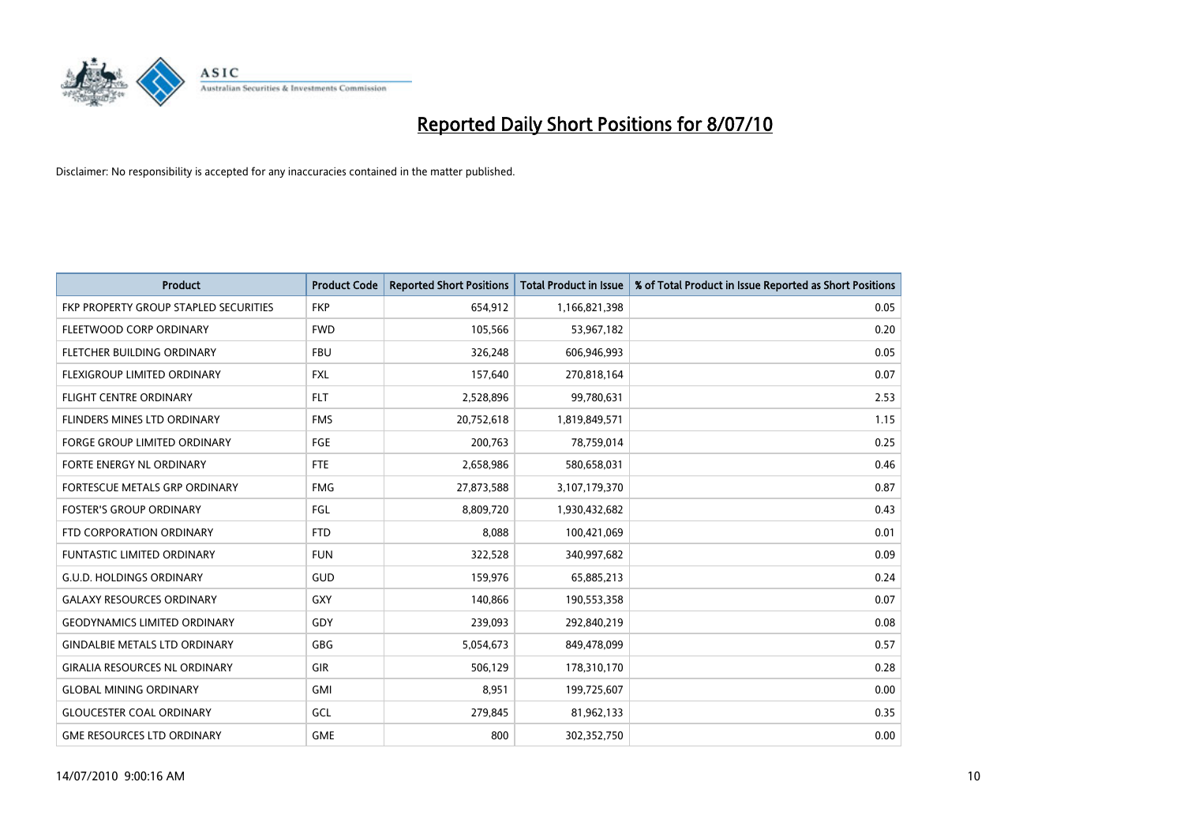# Reported Daily Short Positions for 8/07/10

Disclaimer: No responsibility is accepted for any inaccuracies contained in the matter published.

| Product | Product Code | Reported Short Positions | Total Product in Issue | % of Total Product in Issue Reported as Short Positions |
|---|---|---|---|---|
| FKP PROPERTY GROUP STAPLED SECURITIES | FKP | 654,912 | 1,166,821,398 | 0.05 |
| FLEETWOOD CORP ORDINARY | FWD | 105,566 | 53,967,182 | 0.20 |
| FLETCHER BUILDING ORDINARY | FBU | 326,248 | 606,946,993 | 0.05 |
| FLEXIGROUP LIMITED ORDINARY | FXL | 157,640 | 270,818,164 | 0.07 |
| FLIGHT CENTRE ORDINARY | FLT | 2,528,896 | 99,780,631 | 2.53 |
| FLINDERS MINES LTD ORDINARY | FMS | 20,752,618 | 1,819,849,571 | 1.15 |
| FORGE GROUP LIMITED ORDINARY | FGE | 200,763 | 78,759,014 | 0.25 |
| FORTE ENERGY NL ORDINARY | FTE | 2,658,986 | 580,658,031 | 0.46 |
| FORTESCUE METALS GRP ORDINARY | FMG | 27,873,588 | 3,107,179,370 | 0.87 |
| FOSTER'S GROUP ORDINARY | FGL | 8,809,720 | 1,930,432,682 | 0.43 |
| FTD CORPORATION ORDINARY | FTD | 8,088 | 100,421,069 | 0.01 |
| FUNTASTIC LIMITED ORDINARY | FUN | 322,528 | 340,997,682 | 0.09 |
| G.U.D. HOLDINGS ORDINARY | GUD | 159,976 | 65,885,213 | 0.24 |
| GALAXY RESOURCES ORDINARY | GXY | 140,866 | 190,553,358 | 0.07 |
| GEODYNAMICS LIMITED ORDINARY | GDY | 239,093 | 292,840,219 | 0.08 |
| GINDALBIE METALS LTD ORDINARY | GBG | 5,054,673 | 849,478,099 | 0.57 |
| GIRALIA RESOURCES NL ORDINARY | GIR | 506,129 | 178,310,170 | 0.28 |
| GLOBAL MINING ORDINARY | GMI | 8,951 | 199,725,607 | 0.00 |
| GLOUCESTER COAL ORDINARY | GCL | 279,845 | 81,962,133 | 0.35 |
| GME RESOURCES LTD ORDINARY | GME | 800 | 302,352,750 | 0.00 |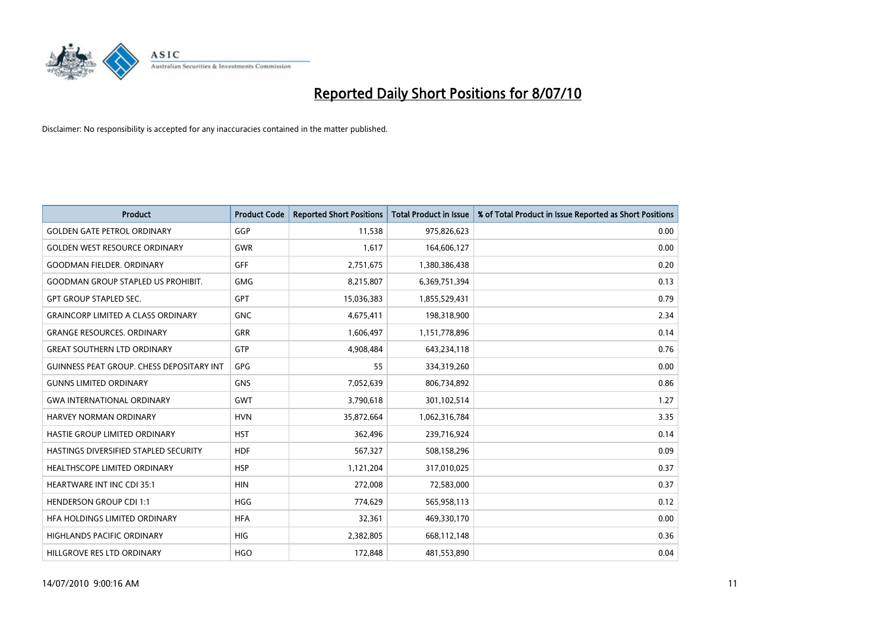# Reported Daily Short Positions for 8/07/10

Disclaimer: No responsibility is accepted for any inaccuracies contained in the matter published.

| Product | Product Code | Reported Short Positions | Total Product in Issue | % of Total Product in Issue Reported as Short Positions |
|---|---|---|---|---|
| GOLDEN GATE PETROL ORDINARY | GGP | 11,538 | 975,826,623 | 0.00 |
| GOLDEN WEST RESOURCE ORDINARY | GWR | 1,617 | 164,606,127 | 0.00 |
| GOODMAN FIELDER. ORDINARY | GFF | 2,751,675 | 1,380,386,438 | 0.20 |
| GOODMAN GROUP STAPLED US PROHIBIT. | GMG | 8,215,807 | 6,369,751,394 | 0.13 |
| GPT GROUP STAPLED SEC. | GPT | 15,036,383 | 1,855,529,431 | 0.79 |
| GRAINCORP LIMITED A CLASS ORDINARY | GNC | 4,675,411 | 198,318,900 | 2.34 |
| GRANGE RESOURCES. ORDINARY | GRR | 1,606,497 | 1,151,778,896 | 0.14 |
| GREAT SOUTHERN LTD ORDINARY | GTP | 4,908,484 | 643,234,118 | 0.76 |
| GUINNESS PEAT GROUP. CHESS DEPOSITARY INT | GPG | 55 | 334,319,260 | 0.00 |
| GUNNS LIMITED ORDINARY | GNS | 7,052,639 | 806,734,892 | 0.86 |
| GWA INTERNATIONAL ORDINARY | GWT | 3,790,618 | 301,102,514 | 1.27 |
| HARVEY NORMAN ORDINARY | HVN | 35,872,664 | 1,062,316,784 | 3.35 |
| HASTIE GROUP LIMITED ORDINARY | HST | 362,496 | 239,716,924 | 0.14 |
| HASTINGS DIVERSIFIED STAPLED SECURITY | HDF | 567,327 | 508,158,296 | 0.09 |
| HEALTHSCOPE LIMITED ORDINARY | HSP | 1,121,204 | 317,010,025 | 0.37 |
| HEARTWARE INT INC CDI 35:1 | HIN | 272,008 | 72,583,000 | 0.37 |
| HENDERSON GROUP CDI 1:1 | HGG | 774,629 | 565,958,113 | 0.12 |
| HFA HOLDINGS LIMITED ORDINARY | HFA | 32,361 | 469,330,170 | 0.00 |
| HIGHLANDS PACIFIC ORDINARY | HIG | 2,382,805 | 668,112,148 | 0.36 |
| HILLGROVE RES LTD ORDINARY | HGO | 172,848 | 481,553,890 | 0.04 |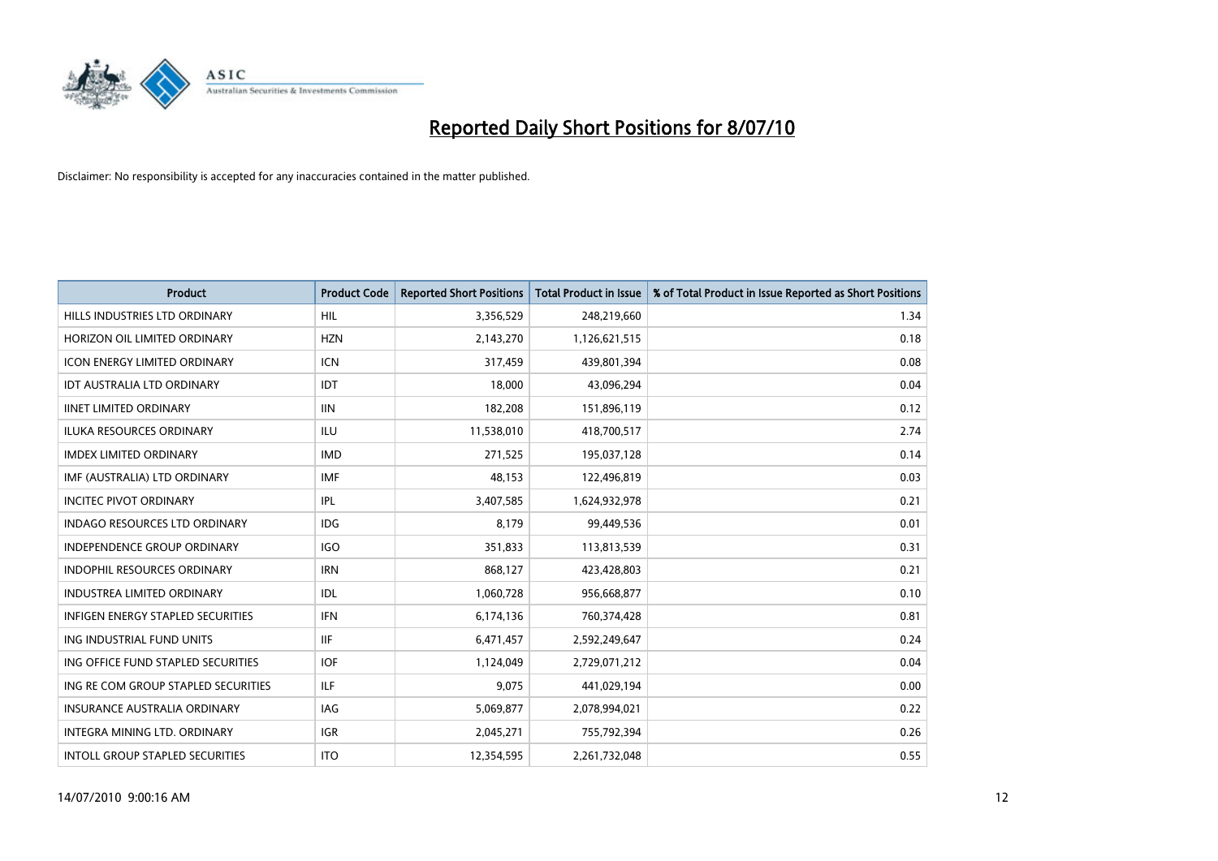# Reported Daily Short Positions for 8/07/10

Disclaimer: No responsibility is accepted for any inaccuracies contained in the matter published.

| Product | Product Code | Reported Short Positions | Total Product in Issue | % of Total Product in Issue Reported as Short Positions |
|---|---|---|---|---|
| HILLS INDUSTRIES LTD ORDINARY | HIL | 3,356,529 | 248,219,660 | 1.34 |
| HORIZON OIL LIMITED ORDINARY | HZN | 2,143,270 | 1,126,621,515 | 0.18 |
| ICON ENERGY LIMITED ORDINARY | ICN | 317,459 | 439,801,394 | 0.08 |
| IDT AUSTRALIA LTD ORDINARY | IDT | 18,000 | 43,096,294 | 0.04 |
| IINET LIMITED ORDINARY | IIN | 182,208 | 151,896,119 | 0.12 |
| ILUKA RESOURCES ORDINARY | ILU | 11,538,010 | 418,700,517 | 2.74 |
| IMDEX LIMITED ORDINARY | IMD | 271,525 | 195,037,128 | 0.14 |
| IMF (AUSTRALIA) LTD ORDINARY | IMF | 48,153 | 122,496,819 | 0.03 |
| INCITEC PIVOT ORDINARY | IPL | 3,407,585 | 1,624,932,978 | 0.21 |
| INDAGO RESOURCES LTD ORDINARY | IDG | 8,179 | 99,449,536 | 0.01 |
| INDEPENDENCE GROUP ORDINARY | IGO | 351,833 | 113,813,539 | 0.31 |
| INDOPHIL RESOURCES ORDINARY | IRN | 868,127 | 423,428,803 | 0.21 |
| INDUSTREA LIMITED ORDINARY | IDL | 1,060,728 | 956,668,877 | 0.10 |
| INFIGEN ENERGY STAPLED SECURITIES | IFN | 6,174,136 | 760,374,428 | 0.81 |
| ING INDUSTRIAL FUND UNITS | IIF | 6,471,457 | 2,592,249,647 | 0.24 |
| ING OFFICE FUND STAPLED SECURITIES | IOF | 1,124,049 | 2,729,071,212 | 0.04 |
| ING RE COM GROUP STAPLED SECURITIES | ILF | 9,075 | 441,029,194 | 0.00 |
| INSURANCE AUSTRALIA ORDINARY | IAG | 5,069,877 | 2,078,994,021 | 0.22 |
| INTEGRA MINING LTD. ORDINARY | IGR | 2,045,271 | 755,792,394 | 0.26 |
| INTOLL GROUP STAPLED SECURITIES | ITO | 12,354,595 | 2,261,732,048 | 0.55 |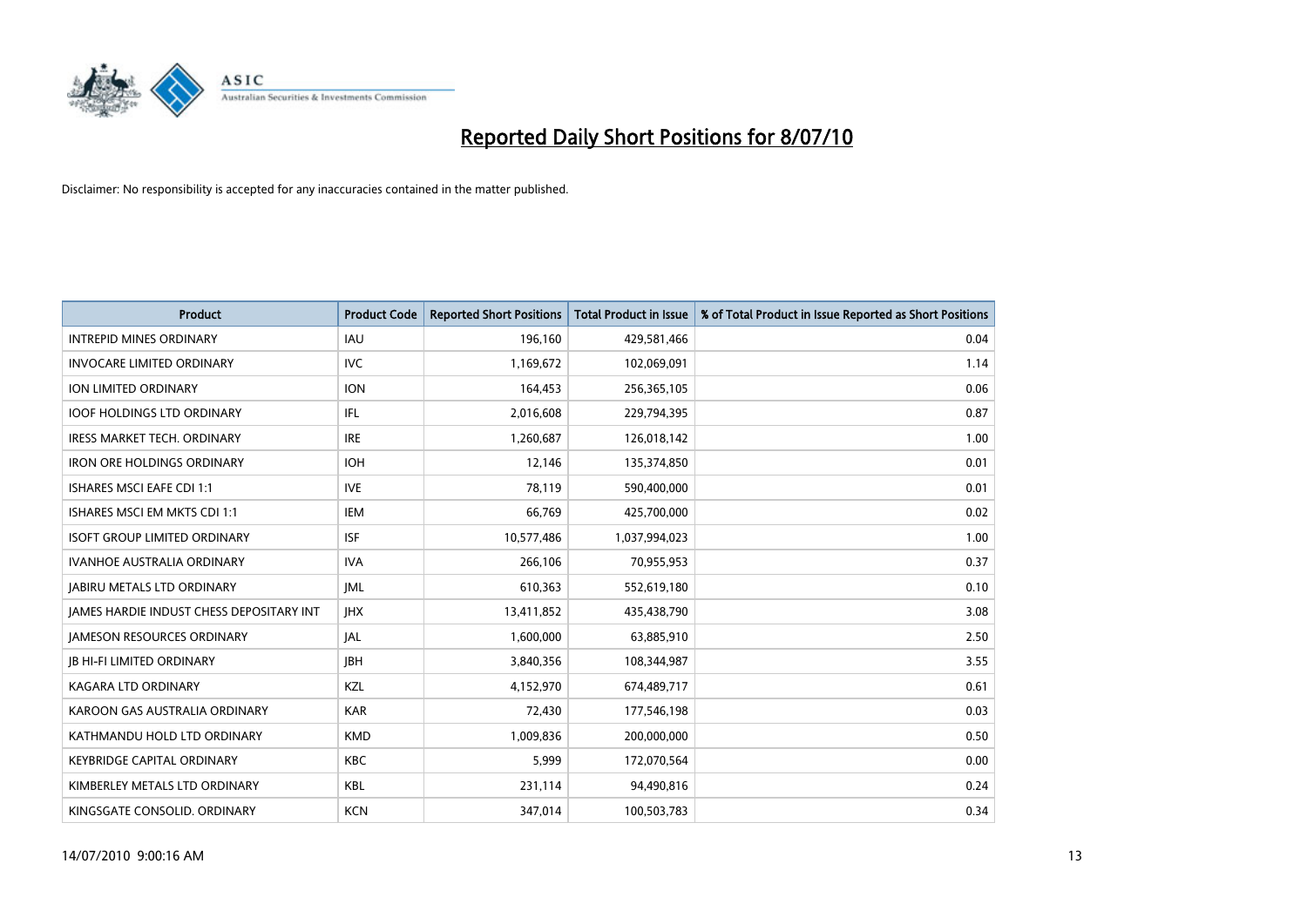# Reported Daily Short Positions for 8/07/10

Disclaimer: No responsibility is accepted for any inaccuracies contained in the matter published.

| Product | Product Code | Reported Short Positions | Total Product in Issue | % of Total Product in Issue Reported as Short Positions |
|---|---|---|---|---|
| INTREPID MINES ORDINARY | IAU | 196,160 | 429,581,466 | 0.04 |
| INVOCARE LIMITED ORDINARY | IVC | 1,169,672 | 102,069,091 | 1.14 |
| ION LIMITED ORDINARY | ION | 164,453 | 256,365,105 | 0.06 |
| IOOF HOLDINGS LTD ORDINARY | IFL | 2,016,608 | 229,794,395 | 0.87 |
| IRESS MARKET TECH. ORDINARY | IRE | 1,260,687 | 126,018,142 | 1.00 |
| IRON ORE HOLDINGS ORDINARY | IOH | 12,146 | 135,374,850 | 0.01 |
| ISHARES MSCI EAFE CDI 1:1 | IVE | 78,119 | 590,400,000 | 0.01 |
| ISHARES MSCI EM MKTS CDI 1:1 | IEM | 66,769 | 425,700,000 | 0.02 |
| ISOFT GROUP LIMITED ORDINARY | ISF | 10,577,486 | 1,037,994,023 | 1.00 |
| IVANHOE AUSTRALIA ORDINARY | IVA | 266,106 | 70,955,953 | 0.37 |
| JABIRU METALS LTD ORDINARY | JML | 610,363 | 552,619,180 | 0.10 |
| JAMES HARDIE INDUST CHESS DEPOSITARY INT | JHX | 13,411,852 | 435,438,790 | 3.08 |
| JAMESON RESOURCES ORDINARY | JAL | 1,600,000 | 63,885,910 | 2.50 |
| JB HI-FI LIMITED ORDINARY | JBH | 3,840,356 | 108,344,987 | 3.55 |
| KAGARA LTD ORDINARY | KZL | 4,152,970 | 674,489,717 | 0.61 |
| KAROON GAS AUSTRALIA ORDINARY | KAR | 72,430 | 177,546,198 | 0.03 |
| KATHMANDU HOLD LTD ORDINARY | KMD | 1,009,836 | 200,000,000 | 0.50 |
| KEYBRIDGE CAPITAL ORDINARY | KBC | 5,999 | 172,070,564 | 0.00 |
| KIMBERLEY METALS LTD ORDINARY | KBL | 231,114 | 94,490,816 | 0.24 |
| KINGSGATE CONSOLID. ORDINARY | KCN | 347,014 | 100,503,783 | 0.34 |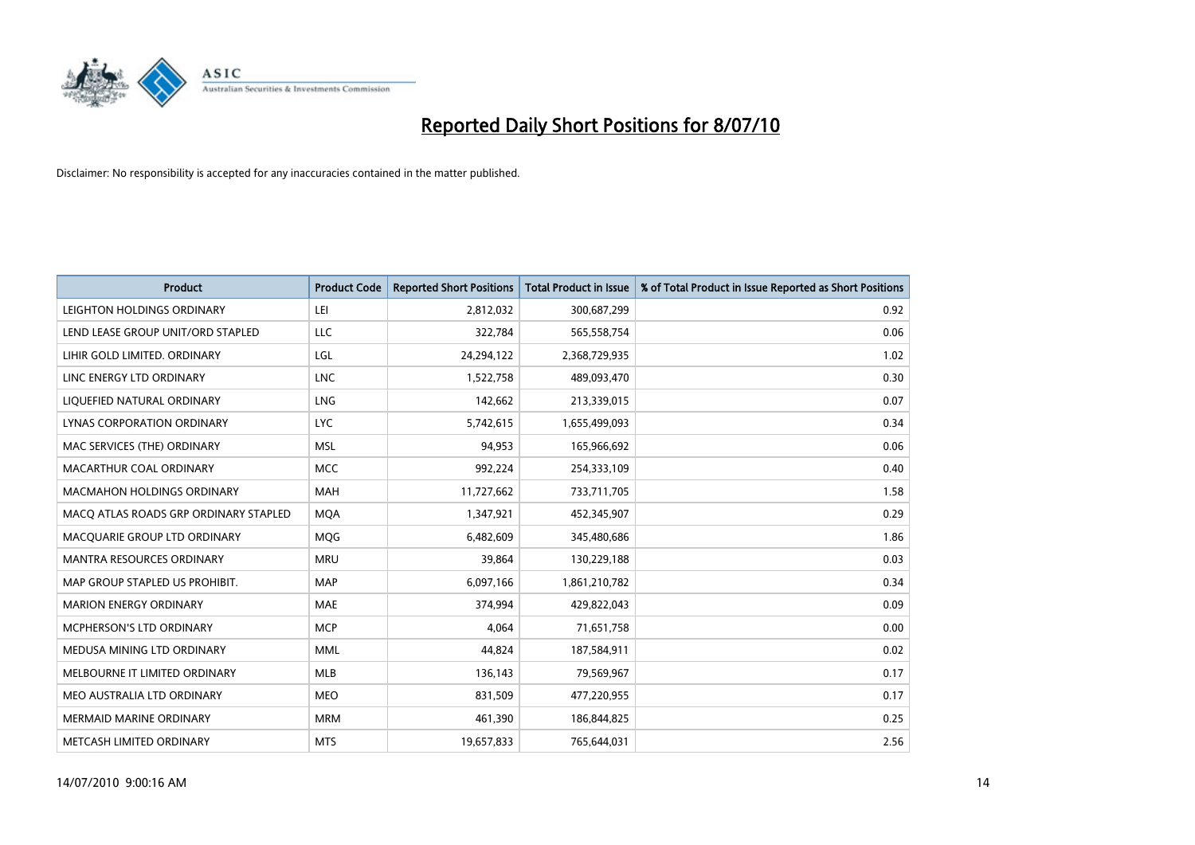# Reported Daily Short Positions for 8/07/10

Disclaimer: No responsibility is accepted for any inaccuracies contained in the matter published.

| Product | Product Code | Reported Short Positions | Total Product in Issue | % of Total Product in Issue Reported as Short Positions |
|---|---|---|---|---|
| LEIGHTON HOLDINGS ORDINARY | LEI | 2,812,032 | 300,687,299 | 0.92 |
| LEND LEASE GROUP UNIT/ORD STAPLED | LLC | 322,784 | 565,558,754 | 0.06 |
| LIHIR GOLD LIMITED. ORDINARY | LGL | 24,294,122 | 2,368,729,935 | 1.02 |
| LINC ENERGY LTD ORDINARY | LNC | 1,522,758 | 489,093,470 | 0.30 |
| LIQUEFIED NATURAL ORDINARY | LNG | 142,662 | 213,339,015 | 0.07 |
| LYNAS CORPORATION ORDINARY | LYC | 5,742,615 | 1,655,499,093 | 0.34 |
| MAC SERVICES (THE) ORDINARY | MSL | 94,953 | 165,966,692 | 0.06 |
| MACARTHUR COAL ORDINARY | MCC | 992,224 | 254,333,109 | 0.40 |
| MACMAHON HOLDINGS ORDINARY | MAH | 11,727,662 | 733,711,705 | 1.58 |
| MACQ ATLAS ROADS GRP ORDINARY STAPLED | MQA | 1,347,921 | 452,345,907 | 0.29 |
| MACQUARIE GROUP LTD ORDINARY | MQG | 6,482,609 | 345,480,686 | 1.86 |
| MANTRA RESOURCES ORDINARY | MRU | 39,864 | 130,229,188 | 0.03 |
| MAP GROUP STAPLED US PROHIBIT. | MAP | 6,097,166 | 1,861,210,782 | 0.34 |
| MARION ENERGY ORDINARY | MAE | 374,994 | 429,822,043 | 0.09 |
| MCPHERSON'S LTD ORDINARY | MCP | 4,064 | 71,651,758 | 0.00 |
| MEDUSA MINING LTD ORDINARY | MML | 44,824 | 187,584,911 | 0.02 |
| MELBOURNE IT LIMITED ORDINARY | MLB | 136,143 | 79,569,967 | 0.17 |
| MEO AUSTRALIA LTD ORDINARY | MEO | 831,509 | 477,220,955 | 0.17 |
| MERMAID MARINE ORDINARY | MRM | 461,390 | 186,844,825 | 0.25 |
| METCASH LIMITED ORDINARY | MTS | 19,657,833 | 765,644,031 | 2.56 |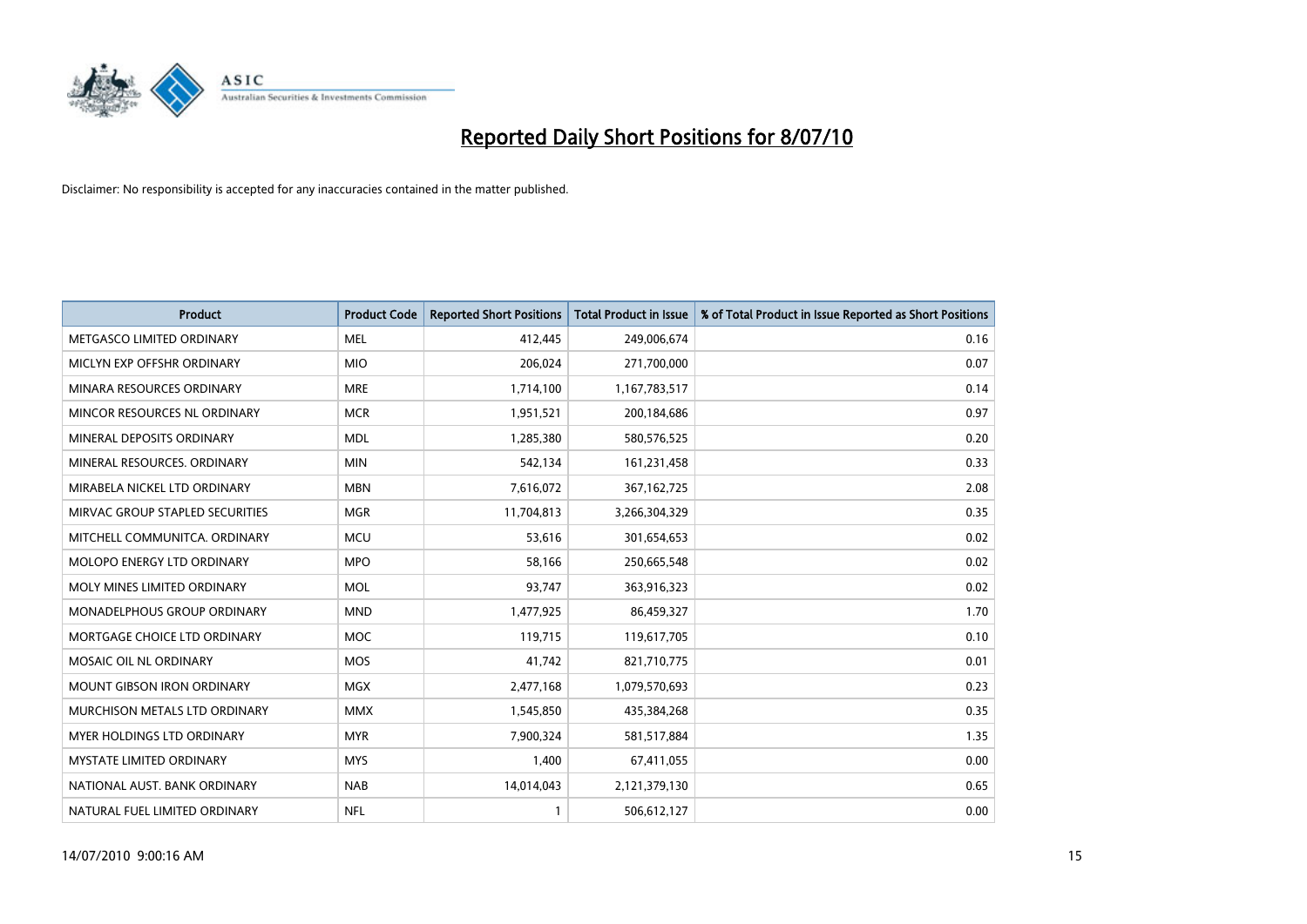# Reported Daily Short Positions for 8/07/10

Disclaimer: No responsibility is accepted for any inaccuracies contained in the matter published.

| Product | Product Code | Reported Short Positions | Total Product in Issue | % of Total Product in Issue Reported as Short Positions |
|---|---|---|---|---|
| METGASCO LIMITED ORDINARY | MEL | 412,445 | 249,006,674 | 0.16 |
| MICLYN EXP OFFSHR ORDINARY | MIO | 206,024 | 271,700,000 | 0.07 |
| MINARA RESOURCES ORDINARY | MRE | 1,714,100 | 1,167,783,517 | 0.14 |
| MINCOR RESOURCES NL ORDINARY | MCR | 1,951,521 | 200,184,686 | 0.97 |
| MINERAL DEPOSITS ORDINARY | MDL | 1,285,380 | 580,576,525 | 0.20 |
| MINERAL RESOURCES. ORDINARY | MIN | 542,134 | 161,231,458 | 0.33 |
| MIRABELA NICKEL LTD ORDINARY | MBN | 7,616,072 | 367,162,725 | 2.08 |
| MIRVAC GROUP STAPLED SECURITIES | MGR | 11,704,813 | 3,266,304,329 | 0.35 |
| MITCHELL COMMUNITCA. ORDINARY | MCU | 53,616 | 301,654,653 | 0.02 |
| MOLOPO ENERGY LTD ORDINARY | MPO | 58,166 | 250,665,548 | 0.02 |
| MOLY MINES LIMITED ORDINARY | MOL | 93,747 | 363,916,323 | 0.02 |
| MONADELPHOUS GROUP ORDINARY | MND | 1,477,925 | 86,459,327 | 1.70 |
| MORTGAGE CHOICE LTD ORDINARY | MOC | 119,715 | 119,617,705 | 0.10 |
| MOSAIC OIL NL ORDINARY | MOS | 41,742 | 821,710,775 | 0.01 |
| MOUNT GIBSON IRON ORDINARY | MGX | 2,477,168 | 1,079,570,693 | 0.23 |
| MURCHISON METALS LTD ORDINARY | MMX | 1,545,850 | 435,384,268 | 0.35 |
| MYER HOLDINGS LTD ORDINARY | MYR | 7,900,324 | 581,517,884 | 1.35 |
| MYSTATE LIMITED ORDINARY | MYS | 1,400 | 67,411,055 | 0.00 |
| NATIONAL AUST. BANK ORDINARY | NAB | 14,014,043 | 2,121,379,130 | 0.65 |
| NATURAL FUEL LIMITED ORDINARY | NFL | 1 | 506,612,127 | 0.00 |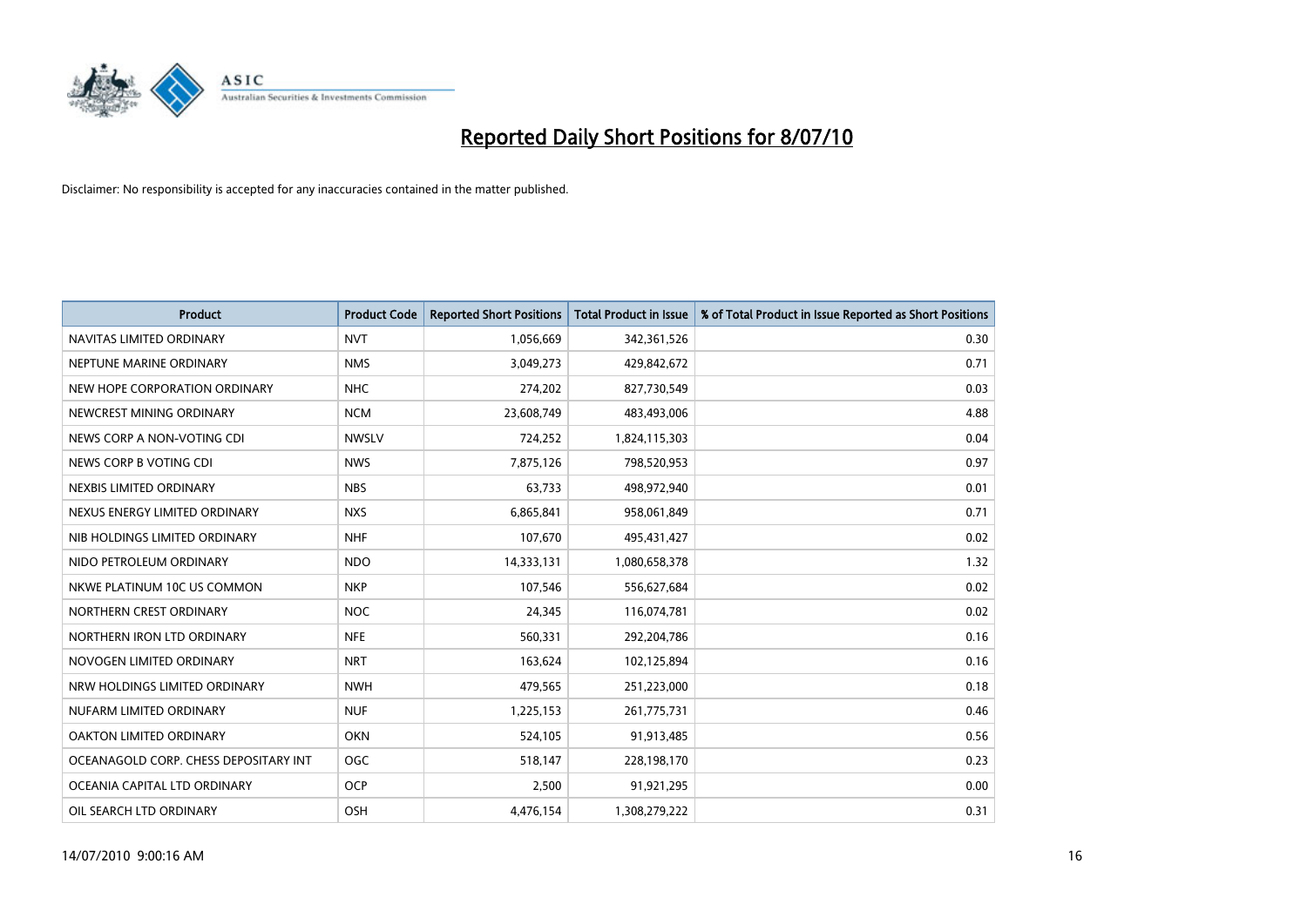# Reported Daily Short Positions for 8/07/10

Disclaimer: No responsibility is accepted for any inaccuracies contained in the matter published.

| Product | Product Code | Reported Short Positions | Total Product in Issue | % of Total Product in Issue Reported as Short Positions |
|---|---|---|---|---|
| NAVITAS LIMITED ORDINARY | NVT | 1,056,669 | 342,361,526 | 0.30 |
| NEPTUNE MARINE ORDINARY | NMS | 3,049,273 | 429,842,672 | 0.71 |
| NEW HOPE CORPORATION ORDINARY | NHC | 274,202 | 827,730,549 | 0.03 |
| NEWCREST MINING ORDINARY | NCM | 23,608,749 | 483,493,006 | 4.88 |
| NEWS CORP A NON-VOTING CDI | NWSLV | 724,252 | 1,824,115,303 | 0.04 |
| NEWS CORP B VOTING CDI | NWS | 7,875,126 | 798,520,953 | 0.97 |
| NEXBIS LIMITED ORDINARY | NBS | 63,733 | 498,972,940 | 0.01 |
| NEXUS ENERGY LIMITED ORDINARY | NXS | 6,865,841 | 958,061,849 | 0.71 |
| NIB HOLDINGS LIMITED ORDINARY | NHF | 107,670 | 495,431,427 | 0.02 |
| NIDO PETROLEUM ORDINARY | NDO | 14,333,131 | 1,080,658,378 | 1.32 |
| NKWE PLATINUM 10C US COMMON | NKP | 107,546 | 556,627,684 | 0.02 |
| NORTHERN CREST ORDINARY | NOC | 24,345 | 116,074,781 | 0.02 |
| NORTHERN IRON LTD ORDINARY | NFE | 560,331 | 292,204,786 | 0.16 |
| NOVOGEN LIMITED ORDINARY | NRT | 163,624 | 102,125,894 | 0.16 |
| NRW HOLDINGS LIMITED ORDINARY | NWH | 479,565 | 251,223,000 | 0.18 |
| NUFARM LIMITED ORDINARY | NUF | 1,225,153 | 261,775,731 | 0.46 |
| OAKTON LIMITED ORDINARY | OKN | 524,105 | 91,913,485 | 0.56 |
| OCEANAGOLD CORP. CHESS DEPOSITARY INT | OGC | 518,147 | 228,198,170 | 0.23 |
| OCEANIA CAPITAL LTD ORDINARY | OCP | 2,500 | 91,921,295 | 0.00 |
| OIL SEARCH LTD ORDINARY | OSH | 4,476,154 | 1,308,279,222 | 0.31 |

14/07/2010 9:00:16 AM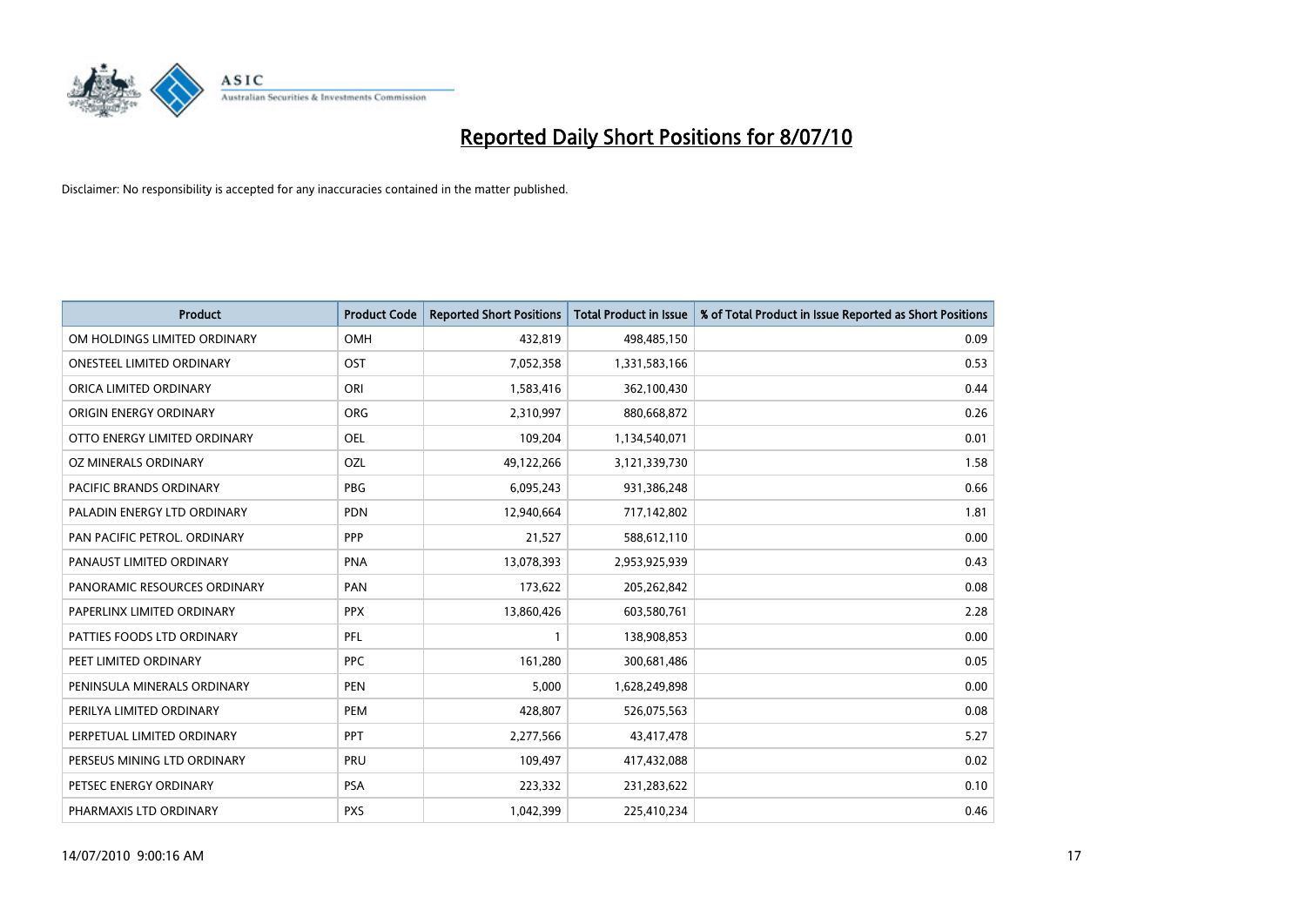# Reported Daily Short Positions for 8/07/10

Disclaimer: No responsibility is accepted for any inaccuracies contained in the matter published.

| Product | Product Code | Reported Short Positions | Total Product in Issue | % of Total Product in Issue Reported as Short Positions |
|---|---|---|---|---|
| OM HOLDINGS LIMITED ORDINARY | OMH | 432,819 | 498,485,150 | 0.09 |
| ONESTEEL LIMITED ORDINARY | OST | 7,052,358 | 1,331,583,166 | 0.53 |
| ORICA LIMITED ORDINARY | ORI | 1,583,416 | 362,100,430 | 0.44 |
| ORIGIN ENERGY ORDINARY | ORG | 2,310,997 | 880,668,872 | 0.26 |
| OTTO ENERGY LIMITED ORDINARY | OEL | 109,204 | 1,134,540,071 | 0.01 |
| OZ MINERALS ORDINARY | OZL | 49,122,266 | 3,121,339,730 | 1.58 |
| PACIFIC BRANDS ORDINARY | PBG | 6,095,243 | 931,386,248 | 0.66 |
| PALADIN ENERGY LTD ORDINARY | PDN | 12,940,664 | 717,142,802 | 1.81 |
| PAN PACIFIC PETROL. ORDINARY | PPP | 21,527 | 588,612,110 | 0.00 |
| PANAUST LIMITED ORDINARY | PNA | 13,078,393 | 2,953,925,939 | 0.43 |
| PANORAMIC RESOURCES ORDINARY | PAN | 173,622 | 205,262,842 | 0.08 |
| PAPERLINX LIMITED ORDINARY | PPX | 13,860,426 | 603,580,761 | 2.28 |
| PATTIES FOODS LTD ORDINARY | PFL | 1 | 138,908,853 | 0.00 |
| PEET LIMITED ORDINARY | PPC | 161,280 | 300,681,486 | 0.05 |
| PENINSULA MINERALS ORDINARY | PEN | 5,000 | 1,628,249,898 | 0.00 |
| PERILYA LIMITED ORDINARY | PEM | 428,807 | 526,075,563 | 0.08 |
| PERPETUAL LIMITED ORDINARY | PPT | 2,277,566 | 43,417,478 | 5.27 |
| PERSEUS MINING LTD ORDINARY | PRU | 109,497 | 417,432,088 | 0.02 |
| PETSEC ENERGY ORDINARY | PSA | 223,332 | 231,283,622 | 0.10 |
| PHARMAXIS LTD ORDINARY | PXS | 1,042,399 | 225,410,234 | 0.46 |

14/07/2010 9:00:16 AM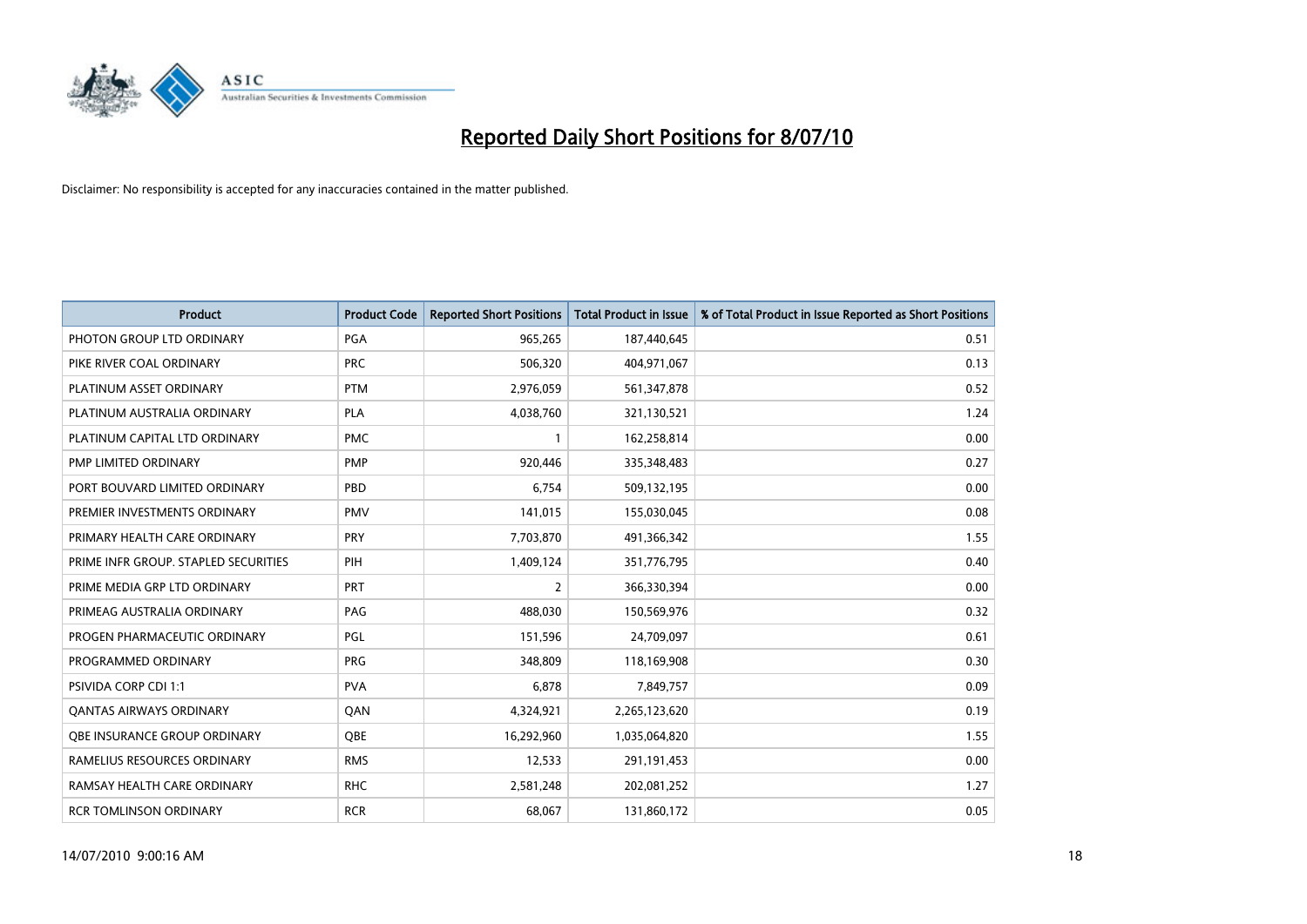# Reported Daily Short Positions for 8/07/10

Disclaimer: No responsibility is accepted for any inaccuracies contained in the matter published.

| Product | Product Code | Reported Short Positions | Total Product in Issue | % of Total Product in Issue Reported as Short Positions |
|---|---|---|---|---|
| PHOTON GROUP LTD ORDINARY | PGA | 965,265 | 187,440,645 | 0.51 |
| PIKE RIVER COAL ORDINARY | PRC | 506,320 | 404,971,067 | 0.13 |
| PLATINUM ASSET ORDINARY | PTM | 2,976,059 | 561,347,878 | 0.52 |
| PLATINUM AUSTRALIA ORDINARY | PLA | 4,038,760 | 321,130,521 | 1.24 |
| PLATINUM CAPITAL LTD ORDINARY | PMC | 1 | 162,258,814 | 0.00 |
| PMP LIMITED ORDINARY | PMP | 920,446 | 335,348,483 | 0.27 |
| PORT BOUVARD LIMITED ORDINARY | PBD | 6,754 | 509,132,195 | 0.00 |
| PREMIER INVESTMENTS ORDINARY | PMV | 141,015 | 155,030,045 | 0.08 |
| PRIMARY HEALTH CARE ORDINARY | PRY | 7,703,870 | 491,366,342 | 1.55 |
| PRIME INFR GROUP. STAPLED SECURITIES | PIH | 1,409,124 | 351,776,795 | 0.40 |
| PRIME MEDIA GRP LTD ORDINARY | PRT | 2 | 366,330,394 | 0.00 |
| PRIMEAG AUSTRALIA ORDINARY | PAG | 488,030 | 150,569,976 | 0.32 |
| PROGEN PHARMACEUTIC ORDINARY | PGL | 151,596 | 24,709,097 | 0.61 |
| PROGRAMMED ORDINARY | PRG | 348,809 | 118,169,908 | 0.30 |
| PSIVIDA CORP CDI 1:1 | PVA | 6,878 | 7,849,757 | 0.09 |
| QANTAS AIRWAYS ORDINARY | QAN | 4,324,921 | 2,265,123,620 | 0.19 |
| QBE INSURANCE GROUP ORDINARY | QBE | 16,292,960 | 1,035,064,820 | 1.55 |
| RAMELIUS RESOURCES ORDINARY | RMS | 12,533 | 291,191,453 | 0.00 |
| RAMSAY HEALTH CARE ORDINARY | RHC | 2,581,248 | 202,081,252 | 1.27 |
| RCR TOMLINSON ORDINARY | RCR | 68,067 | 131,860,172 | 0.05 |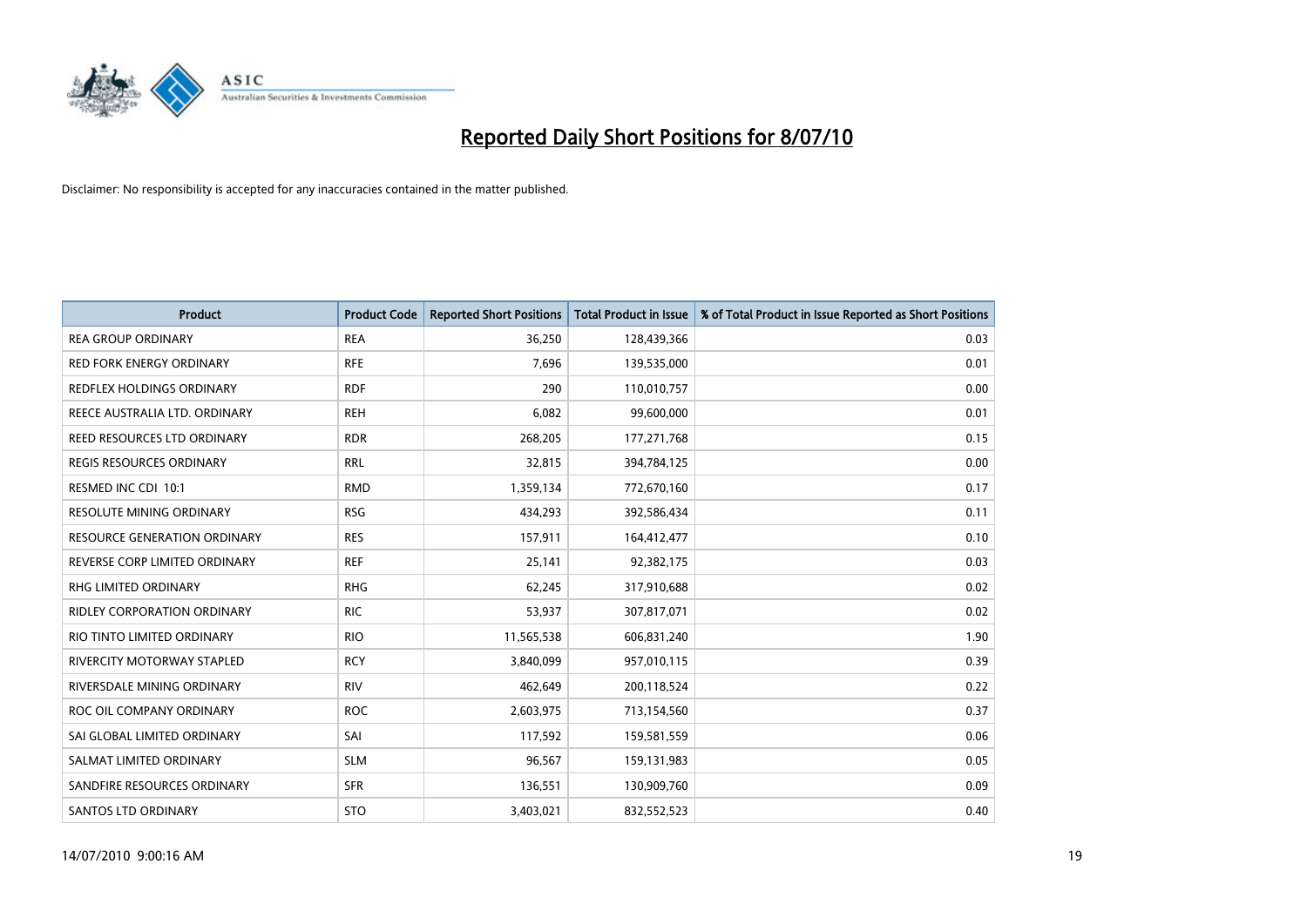# Reported Daily Short Positions for 8/07/10

Disclaimer: No responsibility is accepted for any inaccuracies contained in the matter published.

| Product | Product Code | Reported Short Positions | Total Product in Issue | % of Total Product in Issue Reported as Short Positions |
|---|---|---|---|---|
| REA GROUP ORDINARY | REA | 36,250 | 128,439,366 | 0.03 |
| RED FORK ENERGY ORDINARY | RFE | 7,696 | 139,535,000 | 0.01 |
| REDFLEX HOLDINGS ORDINARY | RDF | 290 | 110,010,757 | 0.00 |
| REECE AUSTRALIA LTD. ORDINARY | REH | 6,082 | 99,600,000 | 0.01 |
| REED RESOURCES LTD ORDINARY | RDR | 268,205 | 177,271,768 | 0.15 |
| REGIS RESOURCES ORDINARY | RRL | 32,815 | 394,784,125 | 0.00 |
| RESMED INC CDI 10:1 | RMD | 1,359,134 | 772,670,160 | 0.17 |
| RESOLUTE MINING ORDINARY | RSG | 434,293 | 392,586,434 | 0.11 |
| RESOURCE GENERATION ORDINARY | RES | 157,911 | 164,412,477 | 0.10 |
| REVERSE CORP LIMITED ORDINARY | REF | 25,141 | 92,382,175 | 0.03 |
| RHG LIMITED ORDINARY | RHG | 62,245 | 317,910,688 | 0.02 |
| RIDLEY CORPORATION ORDINARY | RIC | 53,937 | 307,817,071 | 0.02 |
| RIO TINTO LIMITED ORDINARY | RIO | 11,565,538 | 606,831,240 | 1.90 |
| RIVERCITY MOTORWAY STAPLED | RCY | 3,840,099 | 957,010,115 | 0.39 |
| RIVERSDALE MINING ORDINARY | RIV | 462,649 | 200,118,524 | 0.22 |
| ROC OIL COMPANY ORDINARY | ROC | 2,603,975 | 713,154,560 | 0.37 |
| SAI GLOBAL LIMITED ORDINARY | SAI | 117,592 | 159,581,559 | 0.06 |
| SALMAT LIMITED ORDINARY | SLM | 96,567 | 159,131,983 | 0.05 |
| SANDFIRE RESOURCES ORDINARY | SFR | 136,551 | 130,909,760 | 0.09 |
| SANTOS LTD ORDINARY | STO | 3,403,021 | 832,552,523 | 0.40 |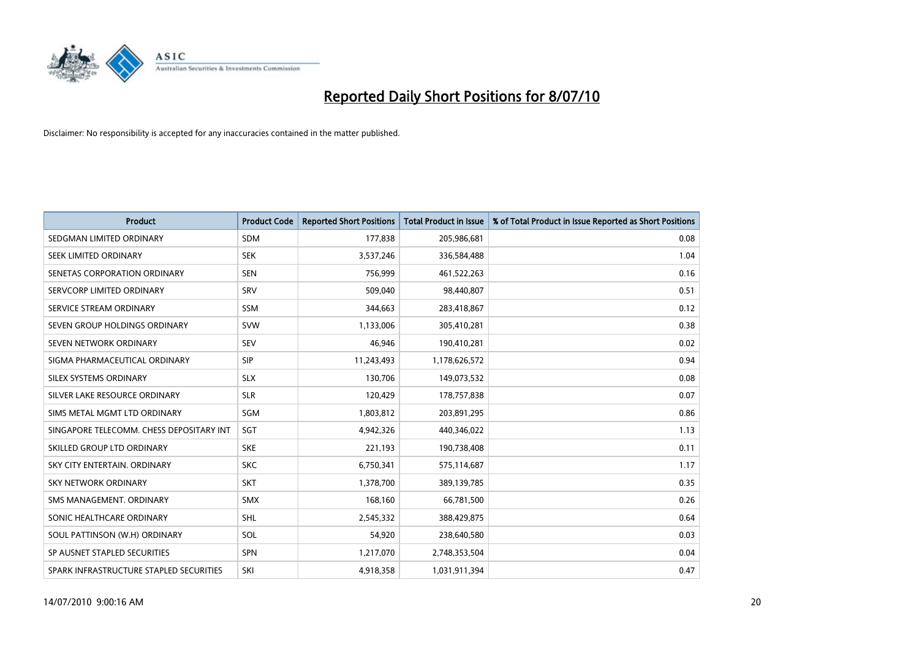# Reported Daily Short Positions for 8/07/10

Disclaimer: No responsibility is accepted for any inaccuracies contained in the matter published.

| Product | Product Code | Reported Short Positions | Total Product in Issue | % of Total Product in Issue Reported as Short Positions |
|---|---|---|---|---|
| SEDGMAN LIMITED ORDINARY | SDM | 177,838 | 205,986,681 | 0.08 |
| SEEK LIMITED ORDINARY | SEK | 3,537,246 | 336,584,488 | 1.04 |
| SENETAS CORPORATION ORDINARY | SEN | 756,999 | 461,522,263 | 0.16 |
| SERVCORP LIMITED ORDINARY | SRV | 509,040 | 98,440,807 | 0.51 |
| SERVICE STREAM ORDINARY | SSM | 344,663 | 283,418,867 | 0.12 |
| SEVEN GROUP HOLDINGS ORDINARY | SVW | 1,133,006 | 305,410,281 | 0.38 |
| SEVEN NETWORK ORDINARY | SEV | 46,946 | 190,410,281 | 0.02 |
| SIGMA PHARMACEUTICAL ORDINARY | SIP | 11,243,493 | 1,178,626,572 | 0.94 |
| SILEX SYSTEMS ORDINARY | SLX | 130,706 | 149,073,532 | 0.08 |
| SILVER LAKE RESOURCE ORDINARY | SLR | 120,429 | 178,757,838 | 0.07 |
| SIMS METAL MGMT LTD ORDINARY | SGM | 1,803,812 | 203,891,295 | 0.86 |
| SINGAPORE TELECOMM. CHESS DEPOSITARY INT | SGT | 4,942,326 | 440,346,022 | 1.13 |
| SKILLED GROUP LTD ORDINARY | SKE | 221,193 | 190,738,408 | 0.11 |
| SKY CITY ENTERTAIN. ORDINARY | SKC | 6,750,341 | 575,114,687 | 1.17 |
| SKY NETWORK ORDINARY | SKT | 1,378,700 | 389,139,785 | 0.35 |
| SMS MANAGEMENT. ORDINARY | SMX | 168,160 | 66,781,500 | 0.26 |
| SONIC HEALTHCARE ORDINARY | SHL | 2,545,332 | 388,429,875 | 0.64 |
| SOUL PATTINSON (W.H) ORDINARY | SOL | 54,920 | 238,640,580 | 0.03 |
| SP AUSNET STAPLED SECURITIES | SPN | 1,217,070 | 2,748,353,504 | 0.04 |
| SPARK INFRASTRUCTURE STAPLED SECURITIES | SKI | 4,918,358 | 1,031,911,394 | 0.47 |

14/07/2010 9:00:16 AM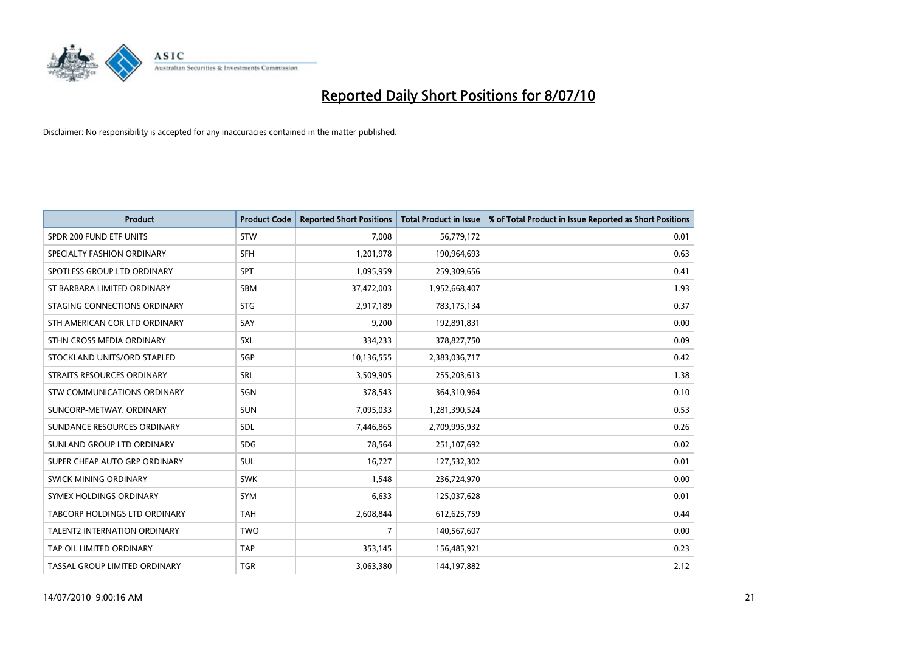# Reported Daily Short Positions for 8/07/10

Disclaimer: No responsibility is accepted for any inaccuracies contained in the matter published.

| Product | Product Code | Reported Short Positions | Total Product in Issue | % of Total Product in Issue Reported as Short Positions |
|---|---|---|---|---|
| SPDR 200 FUND ETF UNITS | STW | 7,008 | 56,779,172 | 0.01 |
| SPECIALTY FASHION ORDINARY | SFH | 1,201,978 | 190,964,693 | 0.63 |
| SPOTLESS GROUP LTD ORDINARY | SPT | 1,095,959 | 259,309,656 | 0.41 |
| ST BARBARA LIMITED ORDINARY | SBM | 37,472,003 | 1,952,668,407 | 1.93 |
| STAGING CONNECTIONS ORDINARY | STG | 2,917,189 | 783,175,134 | 0.37 |
| STH AMERICAN COR LTD ORDINARY | SAY | 9,200 | 192,891,831 | 0.00 |
| STHN CROSS MEDIA ORDINARY | SXL | 334,233 | 378,827,750 | 0.09 |
| STOCKLAND UNITS/ORD STAPLED | SGP | 10,136,555 | 2,383,036,717 | 0.42 |
| STRAITS RESOURCES ORDINARY | SRL | 3,509,905 | 255,203,613 | 1.38 |
| STW COMMUNICATIONS ORDINARY | SGN | 378,543 | 364,310,964 | 0.10 |
| SUNCORP-METWAY. ORDINARY | SUN | 7,095,033 | 1,281,390,524 | 0.53 |
| SUNDANCE RESOURCES ORDINARY | SDL | 7,446,865 | 2,709,995,932 | 0.26 |
| SUNLAND GROUP LTD ORDINARY | SDG | 78,564 | 251,107,692 | 0.02 |
| SUPER CHEAP AUTO GRP ORDINARY | SUL | 16,727 | 127,532,302 | 0.01 |
| SWICK MINING ORDINARY | SWK | 1,548 | 236,724,970 | 0.00 |
| SYMEX HOLDINGS ORDINARY | SYM | 6,633 | 125,037,628 | 0.01 |
| TABCORP HOLDINGS LTD ORDINARY | TAH | 2,608,844 | 612,625,759 | 0.44 |
| TALENT2 INTERNATION ORDINARY | TWO | 7 | 140,567,607 | 0.00 |
| TAP OIL LIMITED ORDINARY | TAP | 353,145 | 156,485,921 | 0.23 |
| TASSAL GROUP LIMITED ORDINARY | TGR | 3,063,380 | 144,197,882 | 2.12 |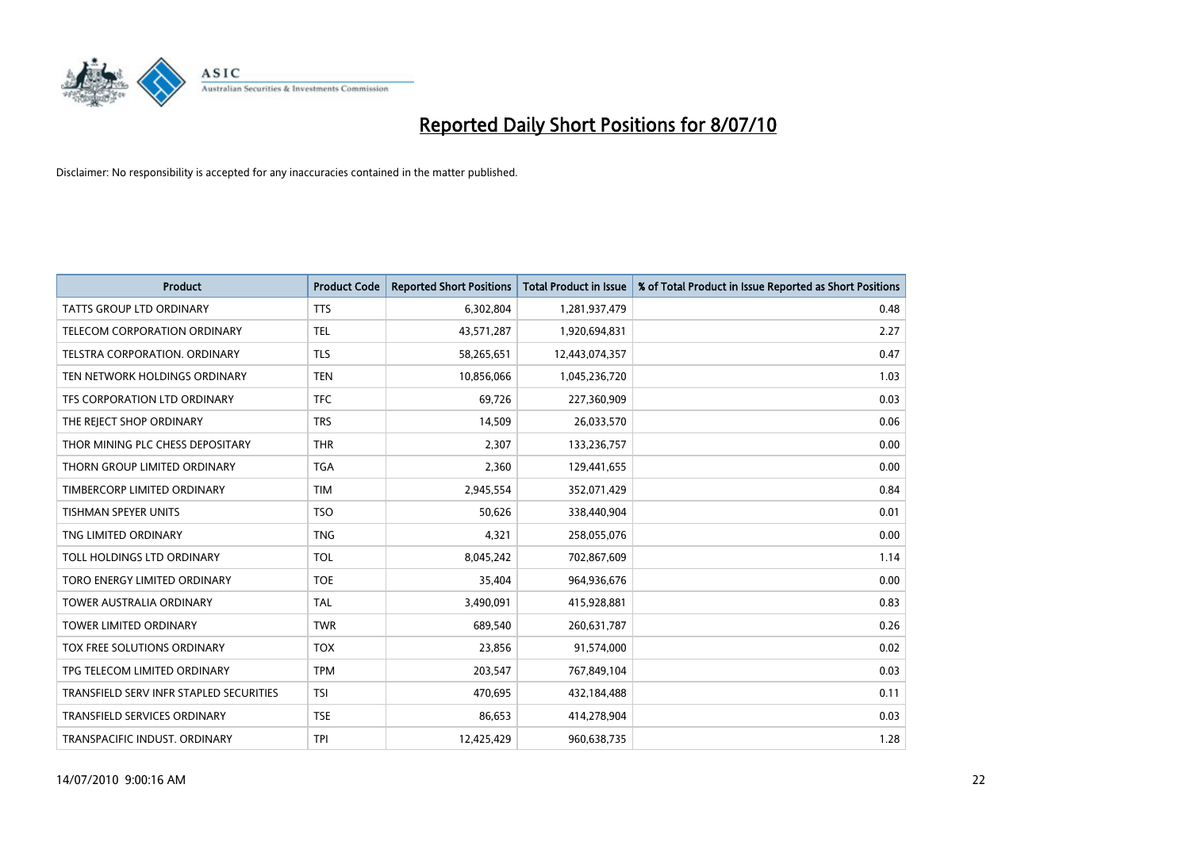# Reported Daily Short Positions for 8/07/10

Disclaimer: No responsibility is accepted for any inaccuracies contained in the matter published.

| Product | Product Code | Reported Short Positions | Total Product in Issue | % of Total Product in Issue Reported as Short Positions |
|---|---|---|---|---|
| TATTS GROUP LTD ORDINARY | TTS | 6,302,804 | 1,281,937,479 | 0.48 |
| TELECOM CORPORATION ORDINARY | TEL | 43,571,287 | 1,920,694,831 | 2.27 |
| TELSTRA CORPORATION. ORDINARY | TLS | 58,265,651 | 12,443,074,357 | 0.47 |
| TEN NETWORK HOLDINGS ORDINARY | TEN | 10,856,066 | 1,045,236,720 | 1.03 |
| TFS CORPORATION LTD ORDINARY | TFC | 69,726 | 227,360,909 | 0.03 |
| THE REJECT SHOP ORDINARY | TRS | 14,509 | 26,033,570 | 0.06 |
| THOR MINING PLC CHESS DEPOSITARY | THR | 2,307 | 133,236,757 | 0.00 |
| THORN GROUP LIMITED ORDINARY | TGA | 2,360 | 129,441,655 | 0.00 |
| TIMBERCORP LIMITED ORDINARY | TIM | 2,945,554 | 352,071,429 | 0.84 |
| TISHMAN SPEYER UNITS | TSO | 50,626 | 338,440,904 | 0.01 |
| TNG LIMITED ORDINARY | TNG | 4,321 | 258,055,076 | 0.00 |
| TOLL HOLDINGS LTD ORDINARY | TOL | 8,045,242 | 702,867,609 | 1.14 |
| TORO ENERGY LIMITED ORDINARY | TOE | 35,404 | 964,936,676 | 0.00 |
| TOWER AUSTRALIA ORDINARY | TAL | 3,490,091 | 415,928,881 | 0.83 |
| TOWER LIMITED ORDINARY | TWR | 689,540 | 260,631,787 | 0.26 |
| TOX FREE SOLUTIONS ORDINARY | TOX | 23,856 | 91,574,000 | 0.02 |
| TPG TELECOM LIMITED ORDINARY | TPM | 203,547 | 767,849,104 | 0.03 |
| TRANSFIELD SERV INFR STAPLED SECURITIES | TSI | 470,695 | 432,184,488 | 0.11 |
| TRANSFIELD SERVICES ORDINARY | TSE | 86,653 | 414,278,904 | 0.03 |
| TRANSPACIFIC INDUST. ORDINARY | TPI | 12,425,429 | 960,638,735 | 1.28 |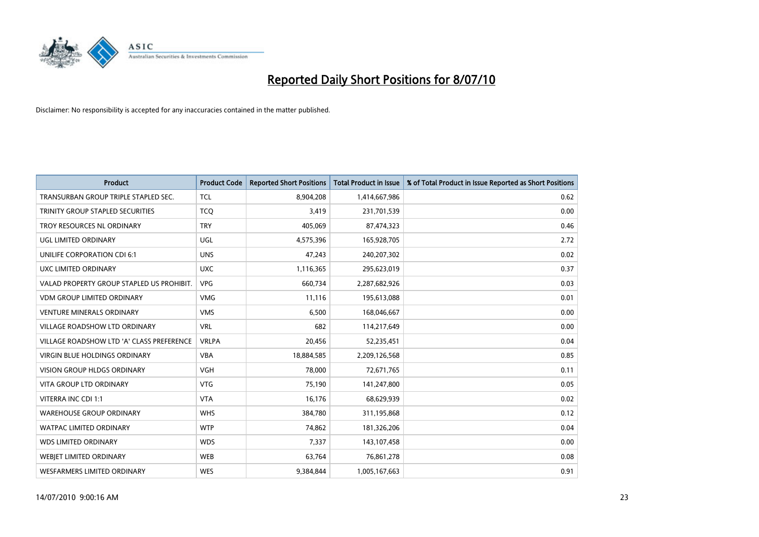# Reported Daily Short Positions for 8/07/10

Disclaimer: No responsibility is accepted for any inaccuracies contained in the matter published.

| Product | Product Code | Reported Short Positions | Total Product in Issue | % of Total Product in Issue Reported as Short Positions |
|---|---|---|---|---|
| TRANSURBAN GROUP TRIPLE STAPLED SEC. | TCL | 8,904,208 | 1,414,667,986 | 0.62 |
| TRINITY GROUP STAPLED SECURITIES | TCQ | 3,419 | 231,701,539 | 0.00 |
| TROY RESOURCES NL ORDINARY | TRY | 405,069 | 87,474,323 | 0.46 |
| UGL LIMITED ORDINARY | UGL | 4,575,396 | 165,928,705 | 2.72 |
| UNILIFE CORPORATION CDI 6:1 | UNS | 47,243 | 240,207,302 | 0.02 |
| UXC LIMITED ORDINARY | UXC | 1,116,365 | 295,623,019 | 0.37 |
| VALAD PROPERTY GROUP STAPLED US PROHIBIT. | VPG | 660,734 | 2,287,682,926 | 0.03 |
| VDM GROUP LIMITED ORDINARY | VMG | 11,116 | 195,613,088 | 0.01 |
| VENTURE MINERALS ORDINARY | VMS | 6,500 | 168,046,667 | 0.00 |
| VILLAGE ROADSHOW LTD ORDINARY | VRL | 682 | 114,217,649 | 0.00 |
| VILLAGE ROADSHOW LTD 'A' CLASS PREFERENCE | VRLPA | 20,456 | 52,235,451 | 0.04 |
| VIRGIN BLUE HOLDINGS ORDINARY | VBA | 18,884,585 | 2,209,126,568 | 0.85 |
| VISION GROUP HLDGS ORDINARY | VGH | 78,000 | 72,671,765 | 0.11 |
| VITA GROUP LTD ORDINARY | VTG | 75,190 | 141,247,800 | 0.05 |
| VITERRA INC CDI 1:1 | VTA | 16,176 | 68,629,939 | 0.02 |
| WAREHOUSE GROUP ORDINARY | WHS | 384,780 | 311,195,868 | 0.12 |
| WATPAC LIMITED ORDINARY | WTP | 74,862 | 181,326,206 | 0.04 |
| WDS LIMITED ORDINARY | WDS | 7,337 | 143,107,458 | 0.00 |
| WEBJET LIMITED ORDINARY | WEB | 63,764 | 76,861,278 | 0.08 |
| WESFARMERS LIMITED ORDINARY | WES | 9,384,844 | 1,005,167,663 | 0.91 |

14/07/2010 9:00:16 AM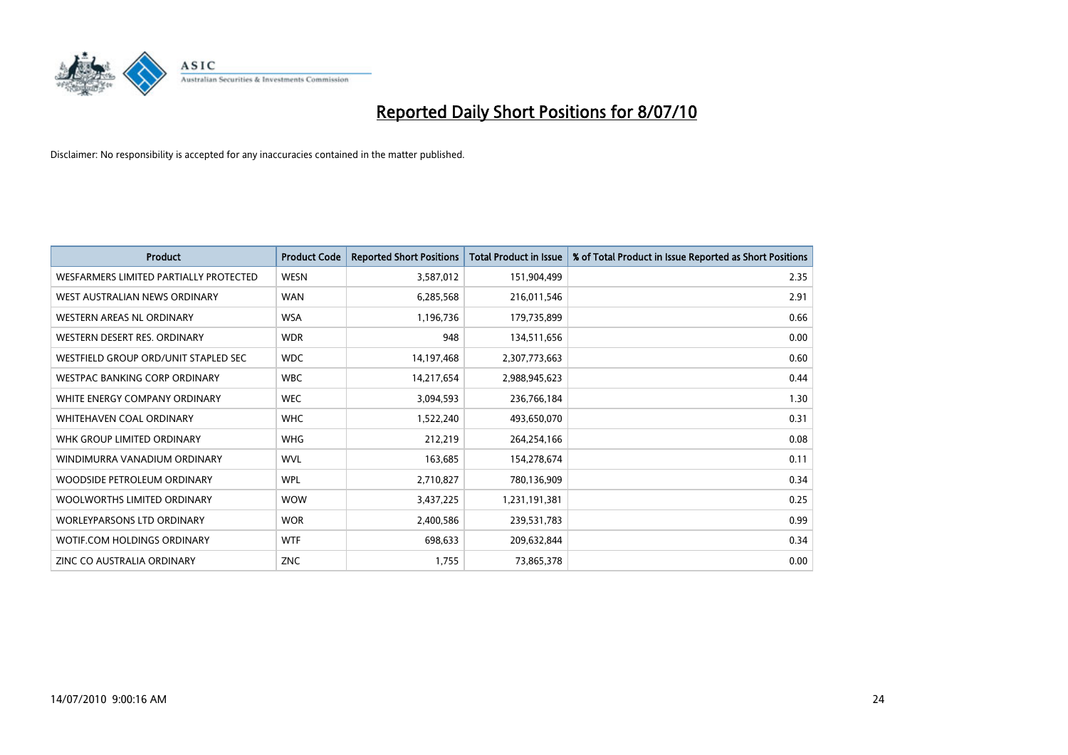# Reported Daily Short Positions for 8/07/10

Disclaimer: No responsibility is accepted for any inaccuracies contained in the matter published.

| Product | Product Code | Reported Short Positions | Total Product in Issue | % of Total Product in Issue Reported as Short Positions |
|---|---|---|---|---|
| WESFARMERS LIMITED PARTIALLY PROTECTED | WESN | 3,587,012 | 151,904,499 | 2.35 |
| WEST AUSTRALIAN NEWS ORDINARY | WAN | 6,285,568 | 216,011,546 | 2.91 |
| WESTERN AREAS NL ORDINARY | WSA | 1,196,736 | 179,735,899 | 0.66 |
| WESTERN DESERT RES. ORDINARY | WDR | 948 | 134,511,656 | 0.00 |
| WESTFIELD GROUP ORD/UNIT STAPLED SEC | WDC | 14,197,468 | 2,307,773,663 | 0.60 |
| WESTPAC BANKING CORP ORDINARY | WBC | 14,217,654 | 2,988,945,623 | 0.44 |
| WHITE ENERGY COMPANY ORDINARY | WEC | 3,094,593 | 236,766,184 | 1.30 |
| WHITEHAVEN COAL ORDINARY | WHC | 1,522,240 | 493,650,070 | 0.31 |
| WHK GROUP LIMITED ORDINARY | WHG | 212,219 | 264,254,166 | 0.08 |
| WINDIMURRA VANADIUM ORDINARY | WVL | 163,685 | 154,278,674 | 0.11 |
| WOODSIDE PETROLEUM ORDINARY | WPL | 2,710,827 | 780,136,909 | 0.34 |
| WOOLWORTHS LIMITED ORDINARY | WOW | 3,437,225 | 1,231,191,381 | 0.25 |
| WORLEYPARSONS LTD ORDINARY | WOR | 2,400,586 | 239,531,783 | 0.99 |
| WOTIF.COM HOLDINGS ORDINARY | WTF | 698,633 | 209,632,844 | 0.34 |
| ZINC CO AUSTRALIA ORDINARY | ZNC | 1,755 | 73,865,378 | 0.00 |